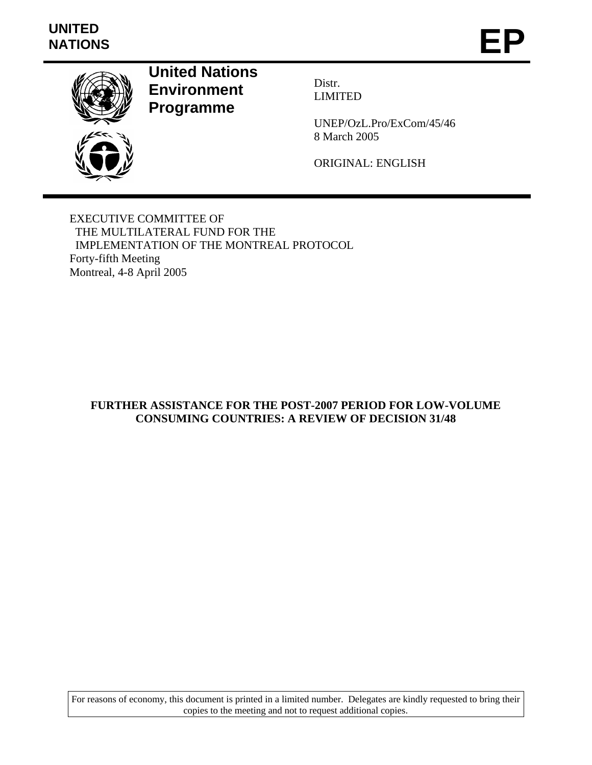UNITED NATIONS

# EP

**United Nations Environment Programme**

Distr.
LIMITED

UNEP/OzL.Pro/ExCom/45/46
8 March 2005

ORIGINAL: ENGLISH

EXECUTIVE COMMITTEE OF
THE MULTILATERAL FUND FOR THE
IMPLEMENTATION OF THE MONTREAL PROTOCOL
Forty-fifth Meeting
Montreal, 4-8 April 2005

## FURTHER ASSISTANCE FOR THE POST-2007 PERIOD FOR LOW-VOLUME CONSUMING COUNTRIES: A REVIEW OF DECISION 31/48

For reasons of economy, this document is printed in a limited number. Delegates are kindly requested to bring their copies to the meeting and not to request additional copies.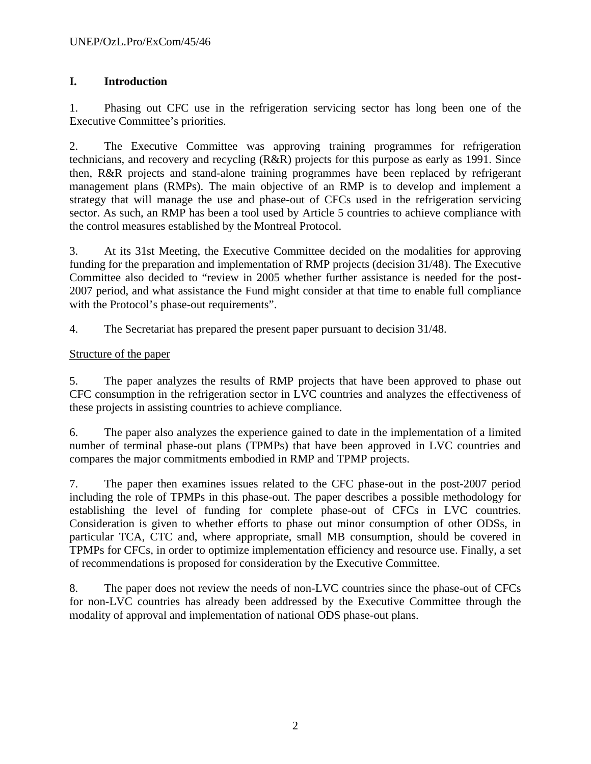## I. Introduction

1. Phasing out CFC use in the refrigeration servicing sector has long been one of the Executive Committee's priorities.

2. The Executive Committee was approving training programmes for refrigeration technicians, and recovery and recycling (R&R) projects for this purpose as early as 1991. Since then, R&R projects and stand-alone training programmes have been replaced by refrigerant management plans (RMPs). The main objective of an RMP is to develop and implement a strategy that will manage the use and phase-out of CFCs used in the refrigeration servicing sector. As such, an RMP has been a tool used by Article 5 countries to achieve compliance with the control measures established by the Montreal Protocol.

3. At its 31st Meeting, the Executive Committee decided on the modalities for approving funding for the preparation and implementation of RMP projects (decision 31/48). The Executive Committee also decided to "review in 2005 whether further assistance is needed for the post-2007 period, and what assistance the Fund might consider at that time to enable full compliance with the Protocol's phase-out requirements".

4. The Secretariat has prepared the present paper pursuant to decision 31/48.

Structure of the paper

5. The paper analyzes the results of RMP projects that have been approved to phase out CFC consumption in the refrigeration sector in LVC countries and analyzes the effectiveness of these projects in assisting countries to achieve compliance.

6. The paper also analyzes the experience gained to date in the implementation of a limited number of terminal phase-out plans (TPMPs) that have been approved in LVC countries and compares the major commitments embodied in RMP and TPMP projects.

7. The paper then examines issues related to the CFC phase-out in the post-2007 period including the role of TPMPs in this phase-out. The paper describes a possible methodology for establishing the level of funding for complete phase-out of CFCs in LVC countries. Consideration is given to whether efforts to phase out minor consumption of other ODSs, in particular TCA, CTC and, where appropriate, small MB consumption, should be covered in TPMPs for CFCs, in order to optimize implementation efficiency and resource use. Finally, a set of recommendations is proposed for consideration by the Executive Committee.

8. The paper does not review the needs of non-LVC countries since the phase-out of CFCs for non-LVC countries has already been addressed by the Executive Committee through the modality of approval and implementation of national ODS phase-out plans.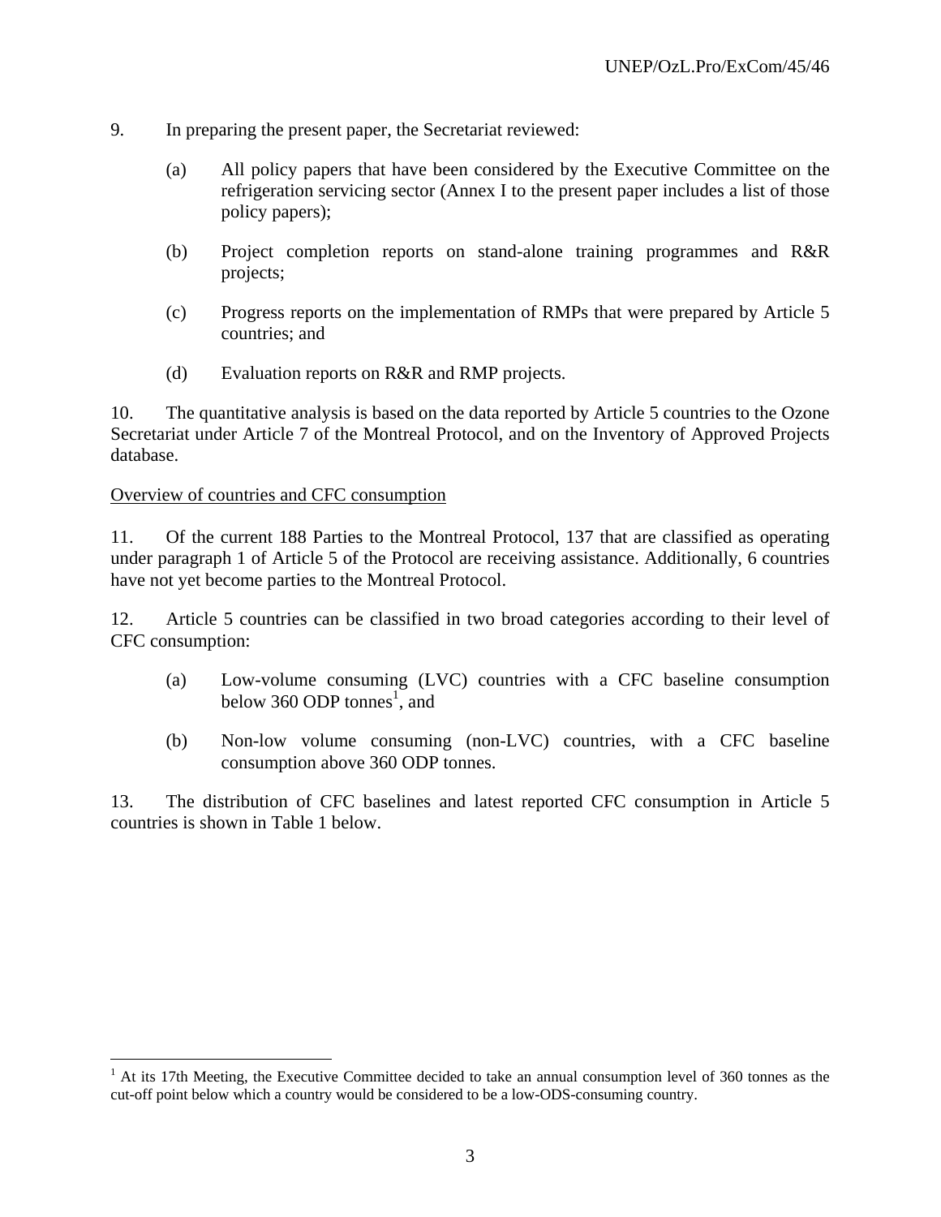9. In preparing the present paper, the Secretariat reviewed:

   (a) All policy papers that have been considered by the Executive Committee on the refrigeration servicing sector (Annex I to the present paper includes a list of those policy papers);

   (b) Project completion reports on stand-alone training programmes and R&R projects;

   (c) Progress reports on the implementation of RMPs that were prepared by Article 5 countries; and

   (d) Evaluation reports on R&R and RMP projects.

10. The quantitative analysis is based on the data reported by Article 5 countries to the Ozone Secretariat under Article 7 of the Montreal Protocol, and on the Inventory of Approved Projects database.

<u>Overview of countries and CFC consumption</u>

11. Of the current 188 Parties to the Montreal Protocol, 137 that are classified as operating under paragraph 1 of Article 5 of the Protocol are receiving assistance. Additionally, 6 countries have not yet become parties to the Montreal Protocol.

12. Article 5 countries can be classified in two broad categories according to their level of CFC consumption:

   (a) Low-volume consuming (LVC) countries with a CFC baseline consumption below 360 ODP tonnes[1], and

   (b) Non-low volume consuming (non-LVC) countries, with a CFC baseline consumption above 360 ODP tonnes.

13. The distribution of CFC baselines and latest reported CFC consumption in Article 5 countries is shown in Table 1 below.

---

[1] At its 17th Meeting, the Executive Committee decided to take an annual consumption level of 360 tonnes as the cut-off point below which a country would be considered to be a low-ODS-consuming country.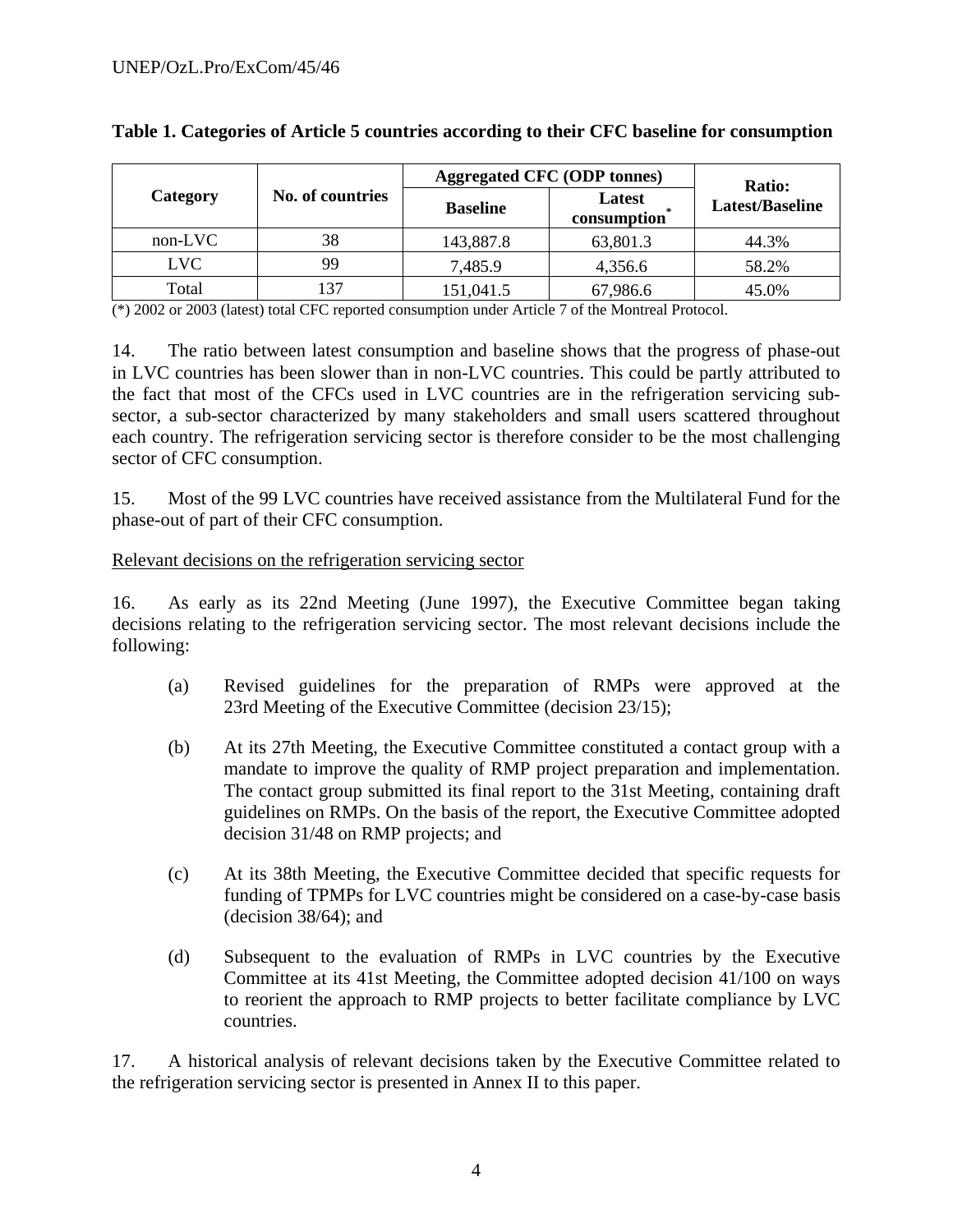**Table 1. Categories of Article 5 countries according to their CFC baseline for consumption**

| Category | No. of countries | Aggregated CFC (ODP tonnes) | | Ratio: Latest/Baseline |
|---|---|---|---|---|
| | | Baseline | Latest consumption* | |
| non-LVC | 38 | 143,887.8 | 63,801.3 | 44.3% |
| LVC | 99 | 7,485.9 | 4,356.6 | 58.2% |
| Total | 137 | 151,041.5 | 67,986.6 | 45.0% |

(*) 2002 or 2003 (latest) total CFC reported consumption under Article 7 of the Montreal Protocol.

14. The ratio between latest consumption and baseline shows that the progress of phase-out in LVC countries has been slower than in non-LVC countries. This could be partly attributed to the fact that most of the CFCs used in LVC countries are in the refrigeration servicing sub-sector, a sub-sector characterized by many stakeholders and small users scattered throughout each country. The refrigeration servicing sector is therefore consider to be the most challenging sector of CFC consumption.

15. Most of the 99 LVC countries have received assistance from the Multilateral Fund for the phase-out of part of their CFC consumption.

Relevant decisions on the refrigeration servicing sector

16. As early as its 22nd Meeting (June 1997), the Executive Committee began taking decisions relating to the refrigeration servicing sector. The most relevant decisions include the following:

(a) Revised guidelines for the preparation of RMPs were approved at the 23rd Meeting of the Executive Committee (decision 23/15);

(b) At its 27th Meeting, the Executive Committee constituted a contact group with a mandate to improve the quality of RMP project preparation and implementation. The contact group submitted its final report to the 31st Meeting, containing draft guidelines on RMPs. On the basis of the report, the Executive Committee adopted decision 31/48 on RMP projects; and

(c) At its 38th Meeting, the Executive Committee decided that specific requests for funding of TPMPs for LVC countries might be considered on a case-by-case basis (decision 38/64); and

(d) Subsequent to the evaluation of RMPs in LVC countries by the Executive Committee at its 41st Meeting, the Committee adopted decision 41/100 on ways to reorient the approach to RMP projects to better facilitate compliance by LVC countries.

17. A historical analysis of relevant decisions taken by the Executive Committee related to the refrigeration servicing sector is presented in Annex II to this paper.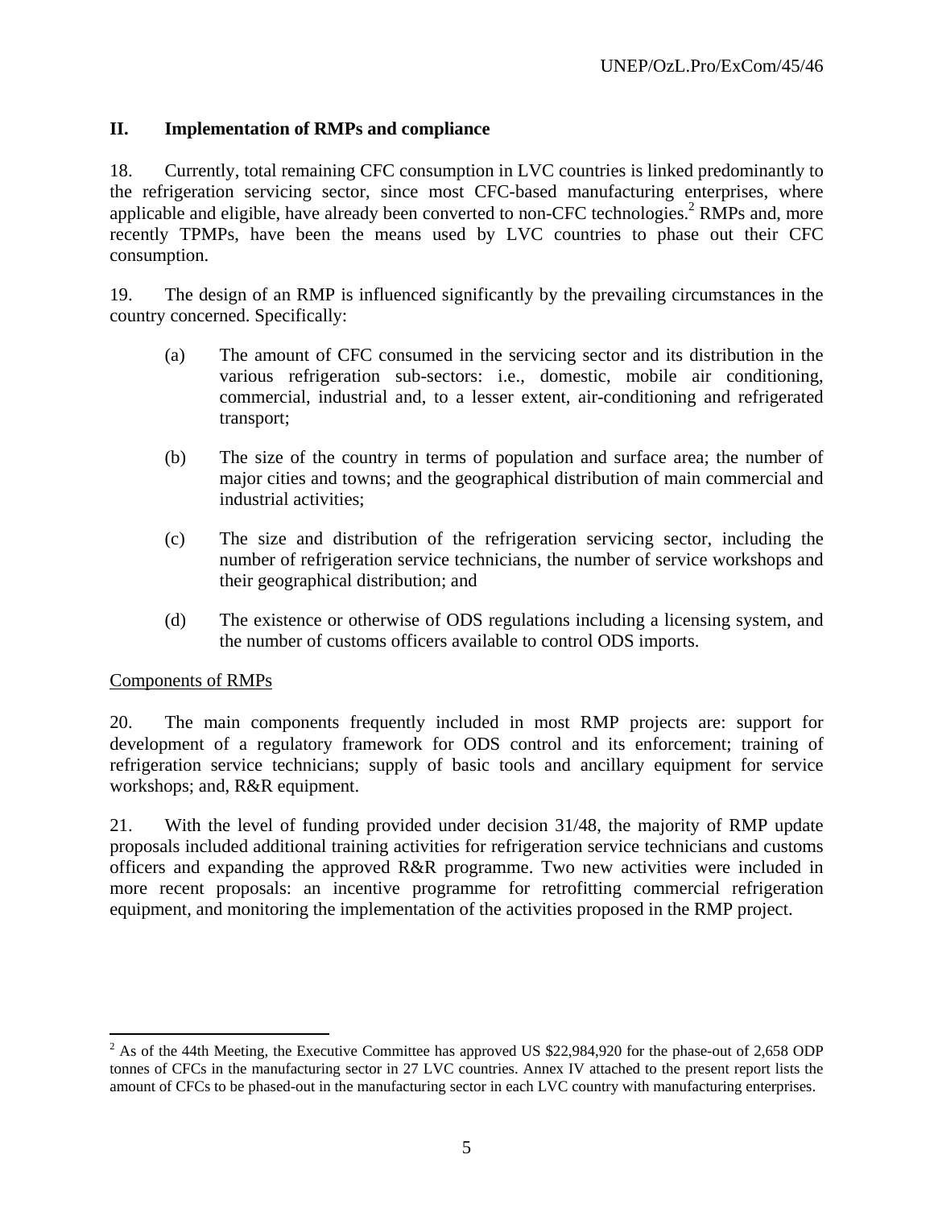## II. Implementation of RMPs and compliance

18. Currently, total remaining CFC consumption in LVC countries is linked predominantly to the refrigeration servicing sector, since most CFC-based manufacturing enterprises, where applicable and eligible, have already been converted to non-CFC technologies.[2] RMPs and, more recently TPMPs, have been the means used by LVC countries to phase out their CFC consumption.

19. The design of an RMP is influenced significantly by the prevailing circumstances in the country concerned. Specifically:

(a) The amount of CFC consumed in the servicing sector and its distribution in the various refrigeration sub-sectors: i.e., domestic, mobile air conditioning, commercial, industrial and, to a lesser extent, air-conditioning and refrigerated transport;

(b) The size of the country in terms of population and surface area; the number of major cities and towns; and the geographical distribution of main commercial and industrial activities;

(c) The size and distribution of the refrigeration servicing sector, including the number of refrigeration service technicians, the number of service workshops and their geographical distribution; and

(d) The existence or otherwise of ODS regulations including a licensing system, and the number of customs officers available to control ODS imports.

<u>Components of RMPs</u>

20. The main components frequently included in most RMP projects are: support for development of a regulatory framework for ODS control and its enforcement; training of refrigeration service technicians; supply of basic tools and ancillary equipment for service workshops; and, R&R equipment.

21. With the level of funding provided under decision 31/48, the majority of RMP update proposals included additional training activities for refrigeration service technicians and customs officers and expanding the approved R&R programme. Two new activities were included in more recent proposals: an incentive programme for retrofitting commercial refrigeration equipment, and monitoring the implementation of the activities proposed in the RMP project.

---

[2] As of the 44th Meeting, the Executive Committee has approved US $22,984,920 for the phase-out of 2,658 ODP tonnes of CFCs in the manufacturing sector in 27 LVC countries. Annex IV attached to the present report lists the amount of CFCs to be phased-out in the manufacturing sector in each LVC country with manufacturing enterprises.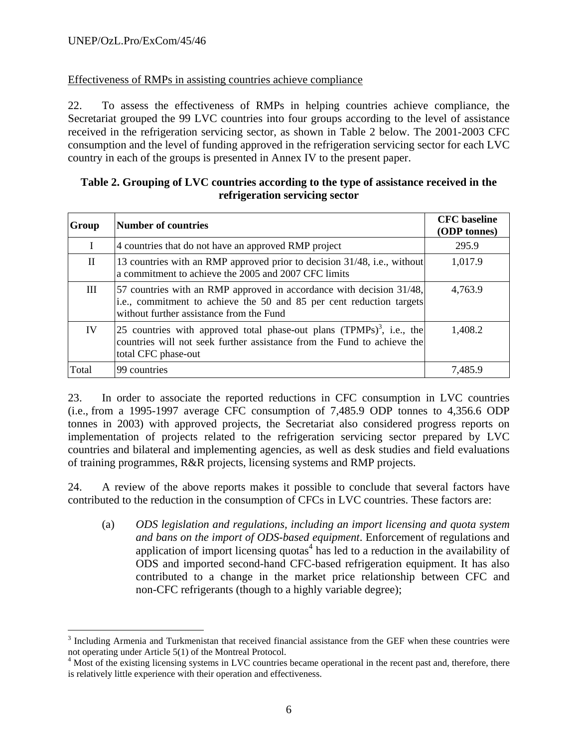Effectiveness of RMPs in assisting countries achieve compliance

22. To assess the effectiveness of RMPs in helping countries achieve compliance, the Secretariat grouped the 99 LVC countries into four groups according to the level of assistance received in the refrigeration servicing sector, as shown in Table 2 below. The 2001-2003 CFC consumption and the level of funding approved in the refrigeration servicing sector for each LVC country in each of the groups is presented in Annex IV to the present paper.

**Table 2. Grouping of LVC countries according to the type of assistance received in the refrigeration servicing sector**

| Group | Number of countries | CFC baseline (ODP tonnes) |
|---|---|---|
| I | 4 countries that do not have an approved RMP project | 295.9 |
| II | 13 countries with an RMP approved prior to decision 31/48, i.e., without a commitment to achieve the 2005 and 2007 CFC limits | 1,017.9 |
| III | 57 countries with an RMP approved in accordance with decision 31/48, i.e., commitment to achieve the 50 and 85 per cent reduction targets without further assistance from the Fund | 4,763.9 |
| IV | 25 countries with approved total phase-out plans (TPMPs)[3], i.e., the countries will not seek further assistance from the Fund to achieve the total CFC phase-out | 1,408.2 |
| Total | 99 countries | 7,485.9 |

23. In order to associate the reported reductions in CFC consumption in LVC countries (i.e., from a 1995-1997 average CFC consumption of 7,485.9 ODP tonnes to 4,356.6 ODP tonnes in 2003) with approved projects, the Secretariat also considered progress reports on implementation of projects related to the refrigeration servicing sector prepared by LVC countries and bilateral and implementing agencies, as well as desk studies and field evaluations of training programmes, R&R projects, licensing systems and RMP projects.

24. A review of the above reports makes it possible to conclude that several factors have contributed to the reduction in the consumption of CFCs in LVC countries. These factors are:

(a) *ODS legislation and regulations, including an import licensing and quota system and bans on the import of ODS-based equipment*. Enforcement of regulations and application of import licensing quotas[4] has led to a reduction in the availability of ODS and imported second-hand CFC-based refrigeration equipment. It has also contributed to a change in the market price relationship between CFC and non-CFC refrigerants (though to a highly variable degree);

---

[3] Including Armenia and Turkmenistan that received financial assistance from the GEF when these countries were not operating under Article 5(1) of the Montreal Protocol.

[4] Most of the existing licensing systems in LVC countries became operational in the recent past and, therefore, there is relatively little experience with their operation and effectiveness.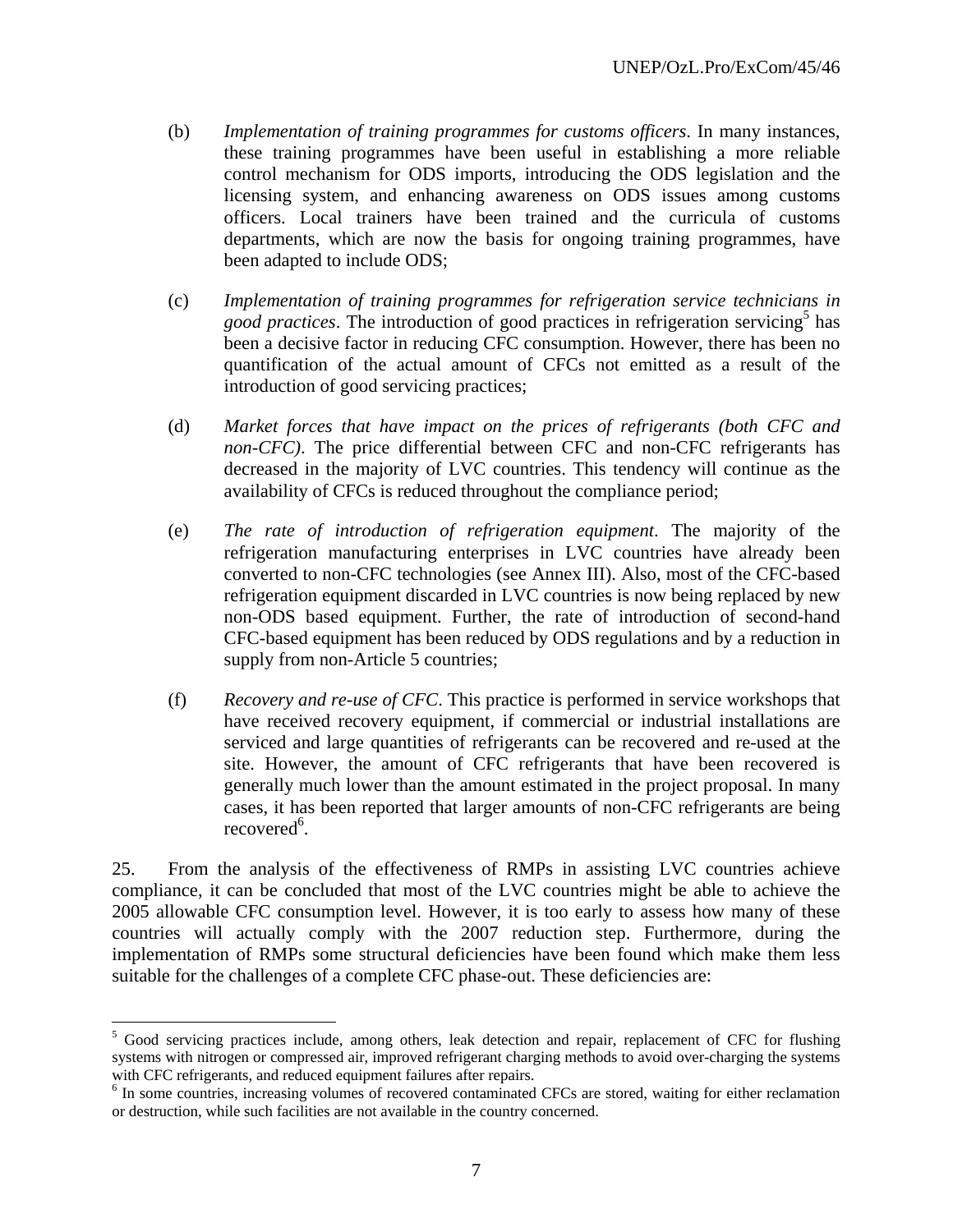(b) *Implementation of training programmes for customs officers*. In many instances, these training programmes have been useful in establishing a more reliable control mechanism for ODS imports, introducing the ODS legislation and the licensing system, and enhancing awareness on ODS issues among customs officers. Local trainers have been trained and the curricula of customs departments, which are now the basis for ongoing training programmes, have been adapted to include ODS;

(c) *Implementation of training programmes for refrigeration service technicians in good practices*. The introduction of good practices in refrigeration servicing[5] has been a decisive factor in reducing CFC consumption. However, there has been no quantification of the actual amount of CFCs not emitted as a result of the introduction of good servicing practices;

(d) *Market forces that have impact on the prices of refrigerants (both CFC and non-CFC)*. The price differential between CFC and non-CFC refrigerants has decreased in the majority of LVC countries. This tendency will continue as the availability of CFCs is reduced throughout the compliance period;

(e) *The rate of introduction of refrigeration equipment*. The majority of the refrigeration manufacturing enterprises in LVC countries have already been converted to non-CFC technologies (see Annex III). Also, most of the CFC-based refrigeration equipment discarded in LVC countries is now being replaced by new non-ODS based equipment. Further, the rate of introduction of second-hand CFC-based equipment has been reduced by ODS regulations and by a reduction in supply from non-Article 5 countries;

(f) *Recovery and re-use of CFC*. This practice is performed in service workshops that have received recovery equipment, if commercial or industrial installations are serviced and large quantities of refrigerants can be recovered and re-used at the site. However, the amount of CFC refrigerants that have been recovered is generally much lower than the amount estimated in the project proposal. In many cases, it has been reported that larger amounts of non-CFC refrigerants are being recovered[6].

25. From the analysis of the effectiveness of RMPs in assisting LVC countries achieve compliance, it can be concluded that most of the LVC countries might be able to achieve the 2005 allowable CFC consumption level. However, it is too early to assess how many of these countries will actually comply with the 2007 reduction step. Furthermore, during the implementation of RMPs some structural deficiencies have been found which make them less suitable for the challenges of a complete CFC phase-out. These deficiencies are:

---

[5] Good servicing practices include, among others, leak detection and repair, replacement of CFC for flushing systems with nitrogen or compressed air, improved refrigerant charging methods to avoid over-charging the systems with CFC refrigerants, and reduced equipment failures after repairs.

[6] In some countries, increasing volumes of recovered contaminated CFCs are stored, waiting for either reclamation or destruction, while such facilities are not available in the country concerned.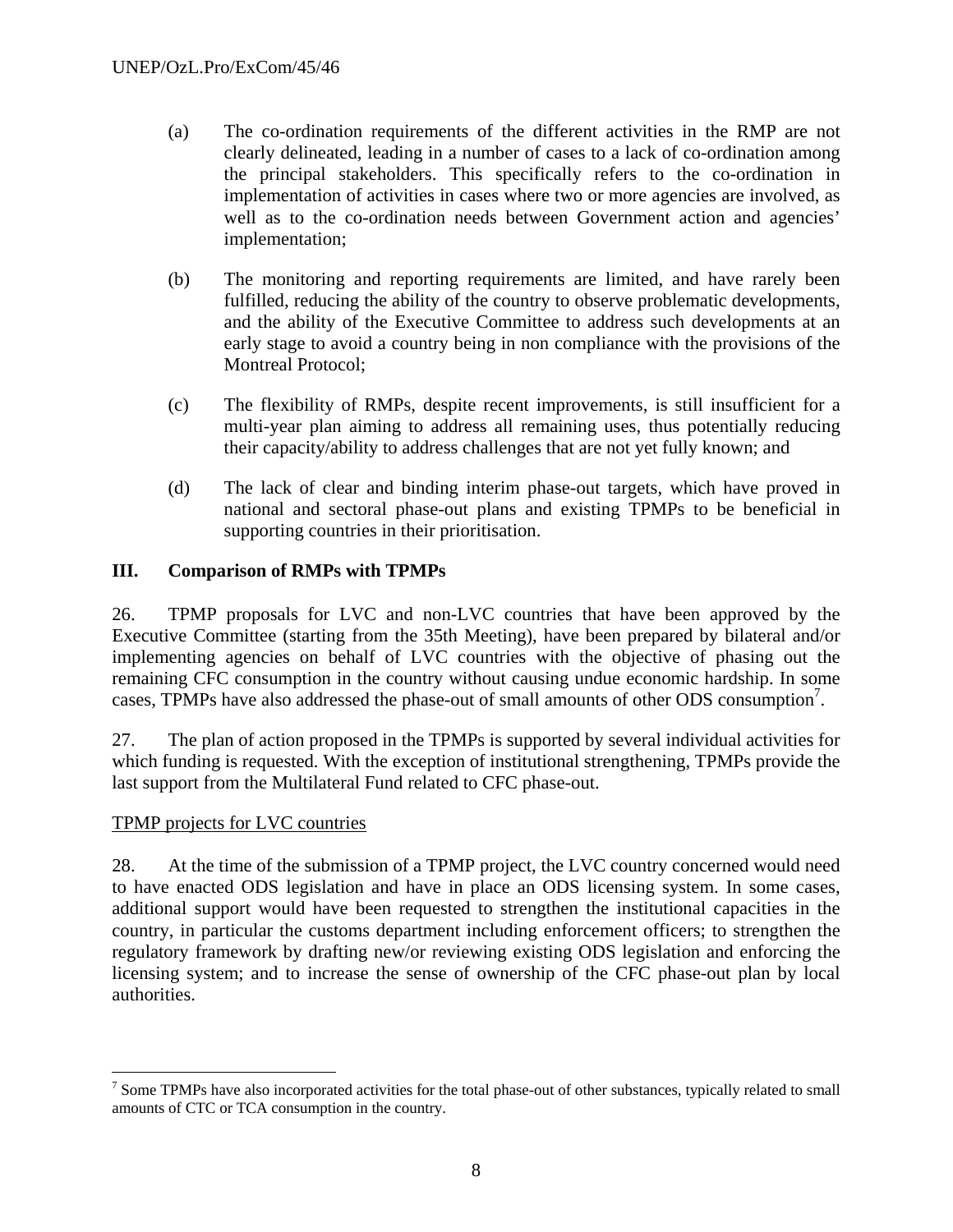(a) The co-ordination requirements of the different activities in the RMP are not clearly delineated, leading in a number of cases to a lack of co-ordination among the principal stakeholders. This specifically refers to the co-ordination in implementation of activities in cases where two or more agencies are involved, as well as to the co-ordination needs between Government action and agencies' implementation;

(b) The monitoring and reporting requirements are limited, and have rarely been fulfilled, reducing the ability of the country to observe problematic developments, and the ability of the Executive Committee to address such developments at an early stage to avoid a country being in non compliance with the provisions of the Montreal Protocol;

(c) The flexibility of RMPs, despite recent improvements, is still insufficient for a multi-year plan aiming to address all remaining uses, thus potentially reducing their capacity/ability to address challenges that are not yet fully known; and

(d) The lack of clear and binding interim phase-out targets, which have proved in national and sectoral phase-out plans and existing TPMPs to be beneficial in supporting countries in their prioritisation.

## III. Comparison of RMPs with TPMPs

26. TPMP proposals for LVC and non-LVC countries that have been approved by the Executive Committee (starting from the 35th Meeting), have been prepared by bilateral and/or implementing agencies on behalf of LVC countries with the objective of phasing out the remaining CFC consumption in the country without causing undue economic hardship. In some cases, TPMPs have also addressed the phase-out of small amounts of other ODS consumption[7].

27. The plan of action proposed in the TPMPs is supported by several individual activities for which funding is requested. With the exception of institutional strengthening, TPMPs provide the last support from the Multilateral Fund related to CFC phase-out.

<u>TPMP projects for LVC countries</u>

28. At the time of the submission of a TPMP project, the LVC country concerned would need to have enacted ODS legislation and have in place an ODS licensing system. In some cases, additional support would have been requested to strengthen the institutional capacities in the country, in particular the customs department including enforcement officers; to strengthen the regulatory framework by drafting new/or reviewing existing ODS legislation and enforcing the licensing system; and to increase the sense of ownership of the CFC phase-out plan by local authorities.

---

[7] Some TPMPs have also incorporated activities for the total phase-out of other substances, typically related to small amounts of CTC or TCA consumption in the country.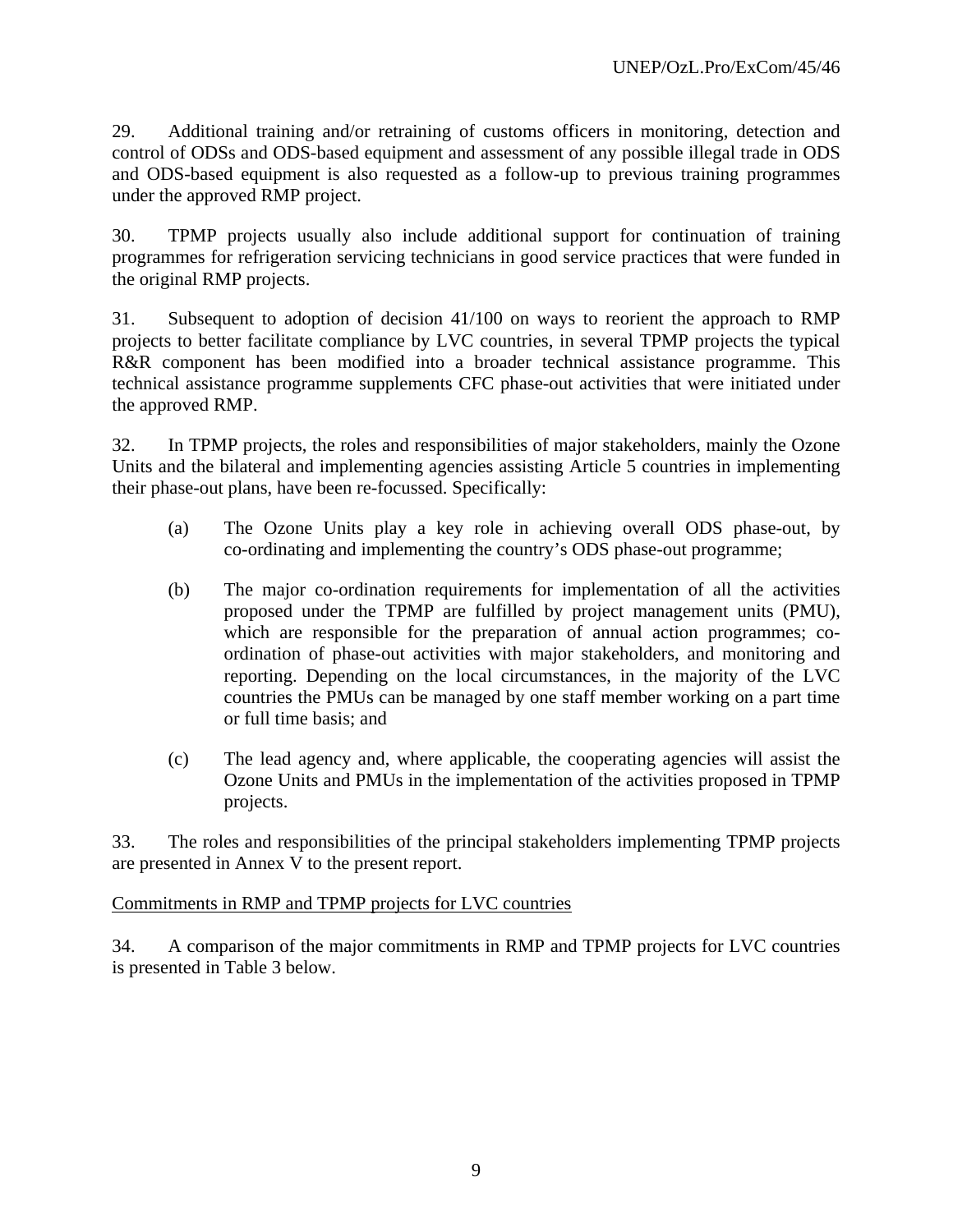29. Additional training and/or retraining of customs officers in monitoring, detection and control of ODSs and ODS-based equipment and assessment of any possible illegal trade in ODS and ODS-based equipment is also requested as a follow-up to previous training programmes under the approved RMP project.

30. TPMP projects usually also include additional support for continuation of training programmes for refrigeration servicing technicians in good service practices that were funded in the original RMP projects.

31. Subsequent to adoption of decision 41/100 on ways to reorient the approach to RMP projects to better facilitate compliance by LVC countries, in several TPMP projects the typical R&R component has been modified into a broader technical assistance programme. This technical assistance programme supplements CFC phase-out activities that were initiated under the approved RMP.

32. In TPMP projects, the roles and responsibilities of major stakeholders, mainly the Ozone Units and the bilateral and implementing agencies assisting Article 5 countries in implementing their phase-out plans, have been re-focussed. Specifically:

(a) The Ozone Units play a key role in achieving overall ODS phase-out, by co-ordinating and implementing the country's ODS phase-out programme;

(b) The major co-ordination requirements for implementation of all the activities proposed under the TPMP are fulfilled by project management units (PMU), which are responsible for the preparation of annual action programmes; co-ordination of phase-out activities with major stakeholders, and monitoring and reporting. Depending on the local circumstances, in the majority of the LVC countries the PMUs can be managed by one staff member working on a part time or full time basis; and

(c) The lead agency and, where applicable, the cooperating agencies will assist the Ozone Units and PMUs in the implementation of the activities proposed in TPMP projects.

33. The roles and responsibilities of the principal stakeholders implementing TPMP projects are presented in Annex V to the present report.

Commitments in RMP and TPMP projects for LVC countries

34. A comparison of the major commitments in RMP and TPMP projects for LVC countries is presented in Table 3 below.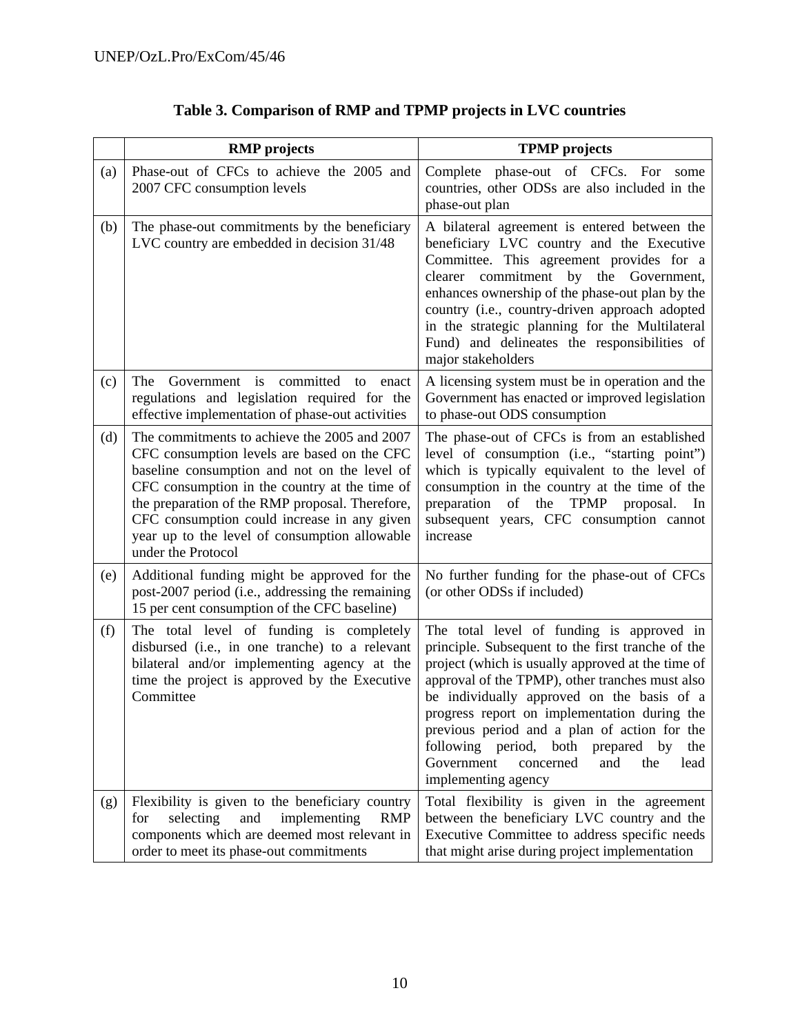**Table 3. Comparison of RMP and TPMP projects in LVC countries**

| | RMP projects | TPMP projects |
|---|---|---|
| (a) | Phase-out of CFCs to achieve the 2005 and 2007 CFC consumption levels | Complete phase-out of CFCs. For some countries, other ODSs are also included in the phase-out plan |
| (b) | The phase-out commitments by the beneficiary LVC country are embedded in decision 31/48 | A bilateral agreement is entered between the beneficiary LVC country and the Executive Committee. This agreement provides for a clearer commitment by the Government, enhances ownership of the phase-out plan by the country (i.e., country-driven approach adopted in the strategic planning for the Multilateral Fund) and delineates the responsibilities of major stakeholders |
| (c) | The Government is committed to enact regulations and legislation required for the effective implementation of phase-out activities | A licensing system must be in operation and the Government has enacted or improved legislation to phase-out ODS consumption |
| (d) | The commitments to achieve the 2005 and 2007 CFC consumption levels are based on the CFC baseline consumption and not on the level of CFC consumption in the country at the time of the preparation of the RMP proposal. Therefore, CFC consumption could increase in any given year up to the level of consumption allowable under the Protocol | The phase-out of CFCs is from an established level of consumption (i.e., "starting point") which is typically equivalent to the level of consumption in the country at the time of the preparation of the TPMP proposal. In subsequent years, CFC consumption cannot increase |
| (e) | Additional funding might be approved for the post-2007 period (i.e., addressing the remaining 15 per cent consumption of the CFC baseline) | No further funding for the phase-out of CFCs (or other ODSs if included) |
| (f) | The total level of funding is completely disbursed (i.e., in one tranche) to a relevant bilateral and/or implementing agency at the time the project is approved by the Executive Committee | The total level of funding is approved in principle. Subsequent to the first tranche of the project (which is usually approved at the time of approval of the TPMP), other tranches must also be individually approved on the basis of a progress report on implementation during the previous period and a plan of action for the following period, both prepared by the Government concerned and the lead implementing agency |
| (g) | Flexibility is given to the beneficiary country for selecting and implementing RMP components which are deemed most relevant in order to meet its phase-out commitments | Total flexibility is given in the agreement between the beneficiary LVC country and the Executive Committee to address specific needs that might arise during project implementation |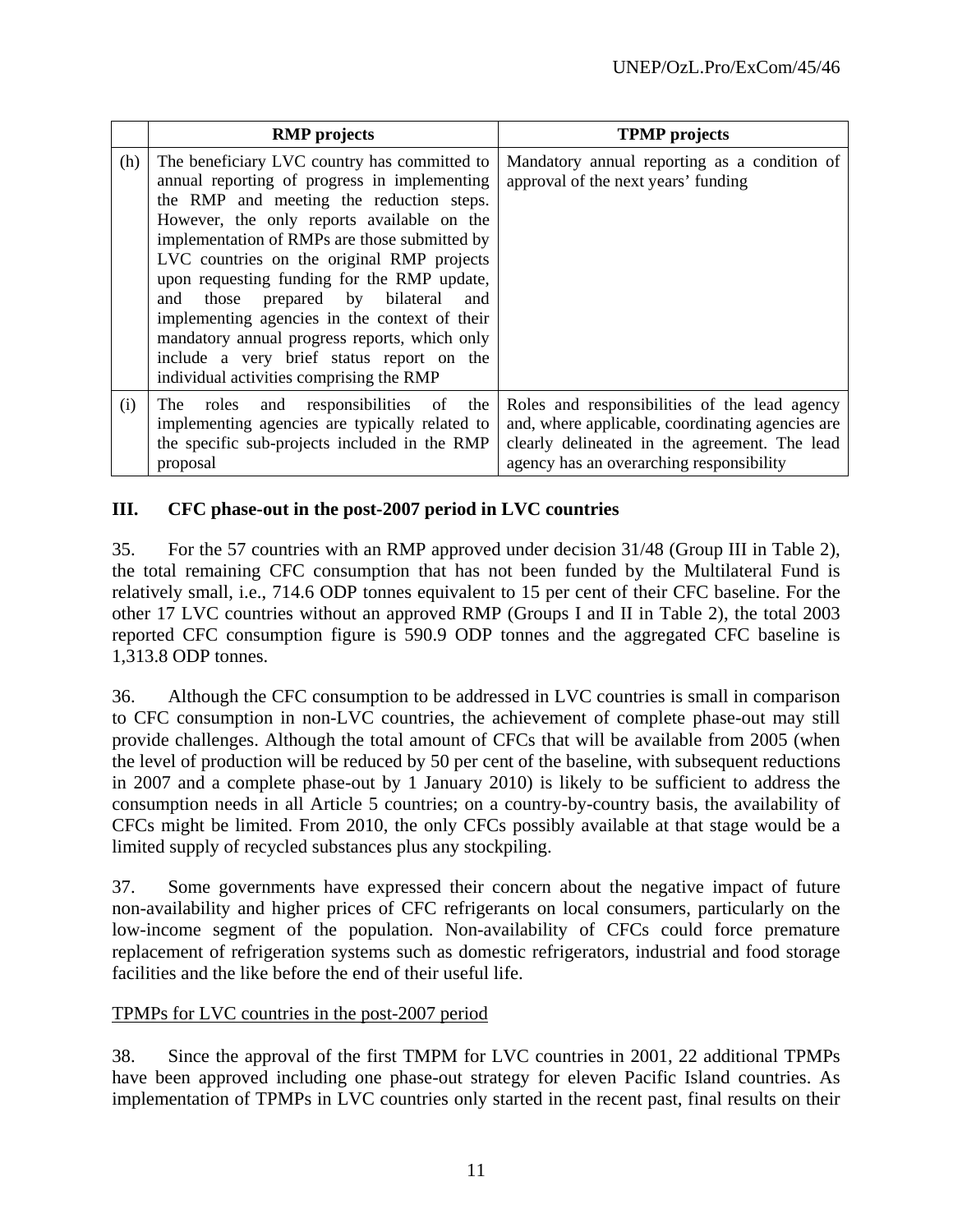| | RMP projects | TPMP projects |
|---|---|---|
| (h) | The beneficiary LVC country has committed to annual reporting of progress in implementing the RMP and meeting the reduction steps. However, the only reports available on the implementation of RMPs are those submitted by LVC countries on the original RMP projects upon requesting funding for the RMP update, and those prepared by bilateral and implementing agencies in the context of their mandatory annual progress reports, which only include a very brief status report on the individual activities comprising the RMP | Mandatory annual reporting as a condition of approval of the next years' funding |
| (i) | The roles and responsibilities of the implementing agencies are typically related to the specific sub-projects included in the RMP proposal | Roles and responsibilities of the lead agency and, where applicable, coordinating agencies are clearly delineated in the agreement. The lead agency has an overarching responsibility |

## III. CFC phase-out in the post-2007 period in LVC countries

35. For the 57 countries with an RMP approved under decision 31/48 (Group III in Table 2), the total remaining CFC consumption that has not been funded by the Multilateral Fund is relatively small, i.e., 714.6 ODP tonnes equivalent to 15 per cent of their CFC baseline. For the other 17 LVC countries without an approved RMP (Groups I and II in Table 2), the total 2003 reported CFC consumption figure is 590.9 ODP tonnes and the aggregated CFC baseline is 1,313.8 ODP tonnes.

36. Although the CFC consumption to be addressed in LVC countries is small in comparison to CFC consumption in non-LVC countries, the achievement of complete phase-out may still provide challenges. Although the total amount of CFCs that will be available from 2005 (when the level of production will be reduced by 50 per cent of the baseline, with subsequent reductions in 2007 and a complete phase-out by 1 January 2010) is likely to be sufficient to address the consumption needs in all Article 5 countries; on a country-by-country basis, the availability of CFCs might be limited. From 2010, the only CFCs possibly available at that stage would be a limited supply of recycled substances plus any stockpiling.

37. Some governments have expressed their concern about the negative impact of future non-availability and higher prices of CFC refrigerants on local consumers, particularly on the low-income segment of the population. Non-availability of CFCs could force premature replacement of refrigeration systems such as domestic refrigerators, industrial and food storage facilities and the like before the end of their useful life.

<u>TPMPs for LVC countries in the post-2007 period</u>

38. Since the approval of the first TMPM for LVC countries in 2001, 22 additional TPMPs have been approved including one phase-out strategy for eleven Pacific Island countries. As implementation of TPMPs in LVC countries only started in the recent past, final results on their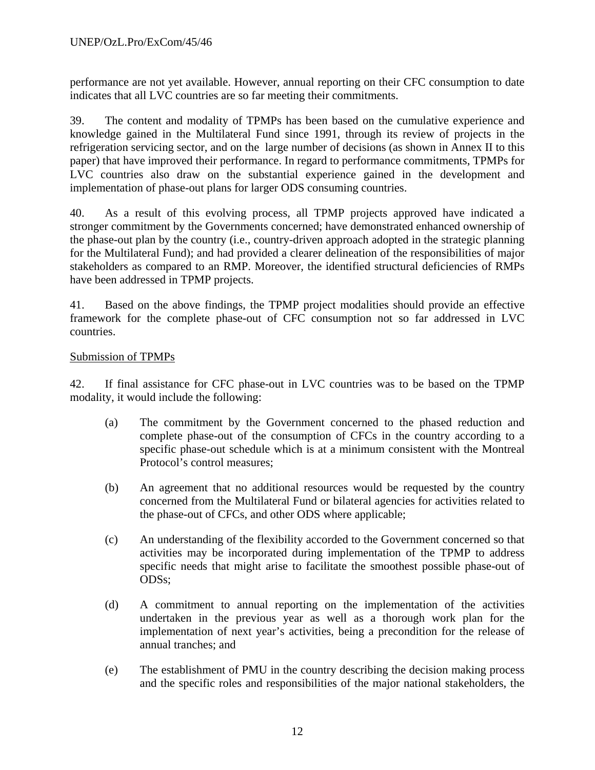performance are not yet available. However, annual reporting on their CFC consumption to date indicates that all LVC countries are so far meeting their commitments.

39. The content and modality of TPMPs has been based on the cumulative experience and knowledge gained in the Multilateral Fund since 1991, through its review of projects in the refrigeration servicing sector, and on the large number of decisions (as shown in Annex II to this paper) that have improved their performance. In regard to performance commitments, TPMPs for LVC countries also draw on the substantial experience gained in the development and implementation of phase-out plans for larger ODS consuming countries.

40. As a result of this evolving process, all TPMP projects approved have indicated a stronger commitment by the Governments concerned; have demonstrated enhanced ownership of the phase-out plan by the country (i.e., country-driven approach adopted in the strategic planning for the Multilateral Fund); and had provided a clearer delineation of the responsibilities of major stakeholders as compared to an RMP. Moreover, the identified structural deficiencies of RMPs have been addressed in TPMP projects.

41. Based on the above findings, the TPMP project modalities should provide an effective framework for the complete phase-out of CFC consumption not so far addressed in LVC countries.

Submission of TPMPs

42. If final assistance for CFC phase-out in LVC countries was to be based on the TPMP modality, it would include the following:

(a) The commitment by the Government concerned to the phased reduction and complete phase-out of the consumption of CFCs in the country according to a specific phase-out schedule which is at a minimum consistent with the Montreal Protocol's control measures;

(b) An agreement that no additional resources would be requested by the country concerned from the Multilateral Fund or bilateral agencies for activities related to the phase-out of CFCs, and other ODS where applicable;

(c) An understanding of the flexibility accorded to the Government concerned so that activities may be incorporated during implementation of the TPMP to address specific needs that might arise to facilitate the smoothest possible phase-out of ODSs;

(d) A commitment to annual reporting on the implementation of the activities undertaken in the previous year as well as a thorough work plan for the implementation of next year's activities, being a precondition for the release of annual tranches; and

(e) The establishment of PMU in the country describing the decision making process and the specific roles and responsibilities of the major national stakeholders, the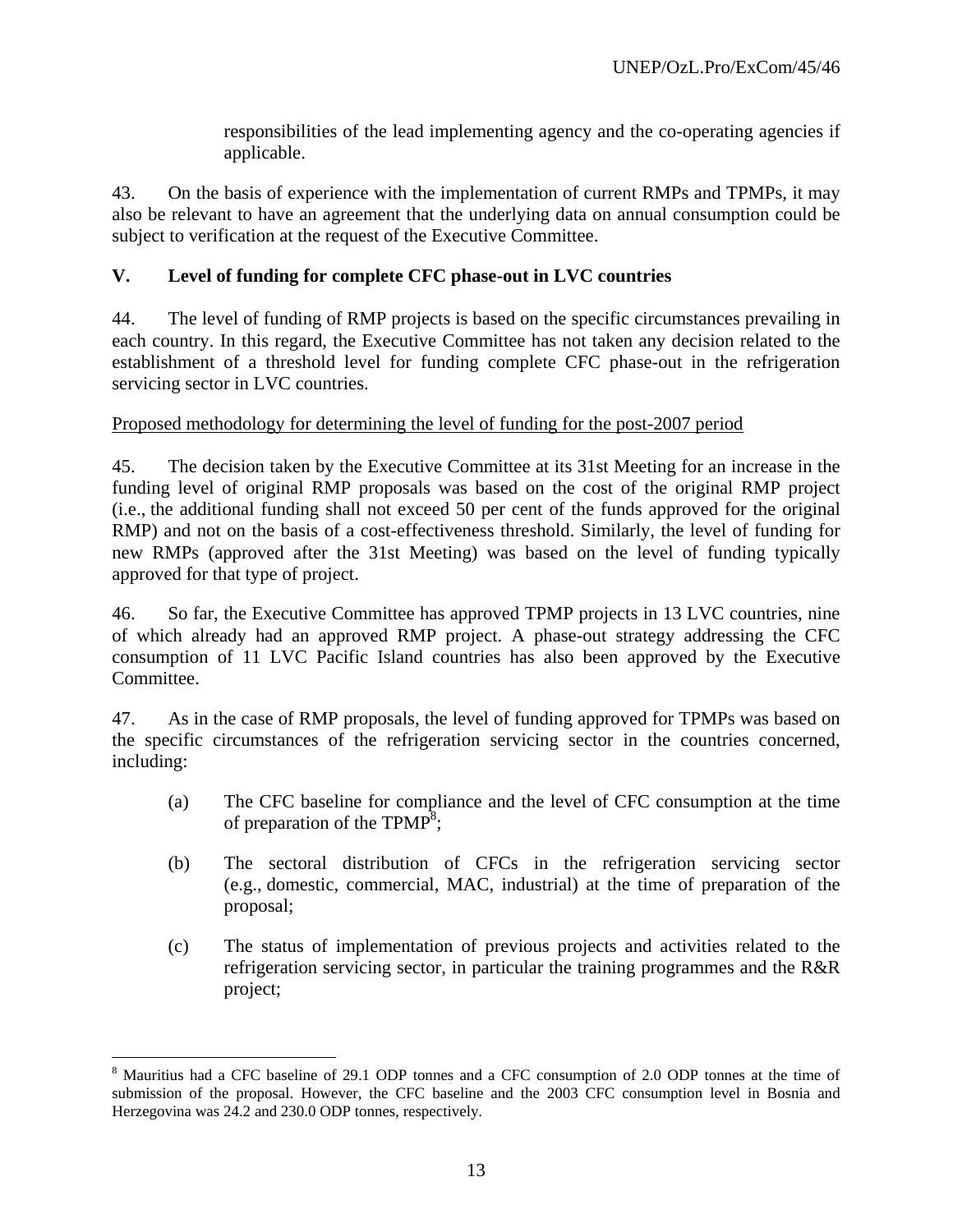responsibilities of the lead implementing agency and the co-operating agencies if applicable.

43. On the basis of experience with the implementation of current RMPs and TPMPs, it may also be relevant to have an agreement that the underlying data on annual consumption could be subject to verification at the request of the Executive Committee.

## V. Level of funding for complete CFC phase-out in LVC countries

44. The level of funding of RMP projects is based on the specific circumstances prevailing in each country. In this regard, the Executive Committee has not taken any decision related to the establishment of a threshold level for funding complete CFC phase-out in the refrigeration servicing sector in LVC countries.

<u>Proposed methodology for determining the level of funding for the post-2007 period</u>

45. The decision taken by the Executive Committee at its 31st Meeting for an increase in the funding level of original RMP proposals was based on the cost of the original RMP project (i.e., the additional funding shall not exceed 50 per cent of the funds approved for the original RMP) and not on the basis of a cost-effectiveness threshold. Similarly, the level of funding for new RMPs (approved after the 31st Meeting) was based on the level of funding typically approved for that type of project.

46. So far, the Executive Committee has approved TPMP projects in 13 LVC countries, nine of which already had an approved RMP project. A phase-out strategy addressing the CFC consumption of 11 LVC Pacific Island countries has also been approved by the Executive Committee.

47. As in the case of RMP proposals, the level of funding approved for TPMPs was based on the specific circumstances of the refrigeration servicing sector in the countries concerned, including:

(a) The CFC baseline for compliance and the level of CFC consumption at the time of preparation of the TPMP[8];

(b) The sectoral distribution of CFCs in the refrigeration servicing sector (e.g., domestic, commercial, MAC, industrial) at the time of preparation of the proposal;

(c) The status of implementation of previous projects and activities related to the refrigeration servicing sector, in particular the training programmes and the R&R project;

---

[8] Mauritius had a CFC baseline of 29.1 ODP tonnes and a CFC consumption of 2.0 ODP tonnes at the time of submission of the proposal. However, the CFC baseline and the 2003 CFC consumption level in Bosnia and Herzegovina was 24.2 and 230.0 ODP tonnes, respectively.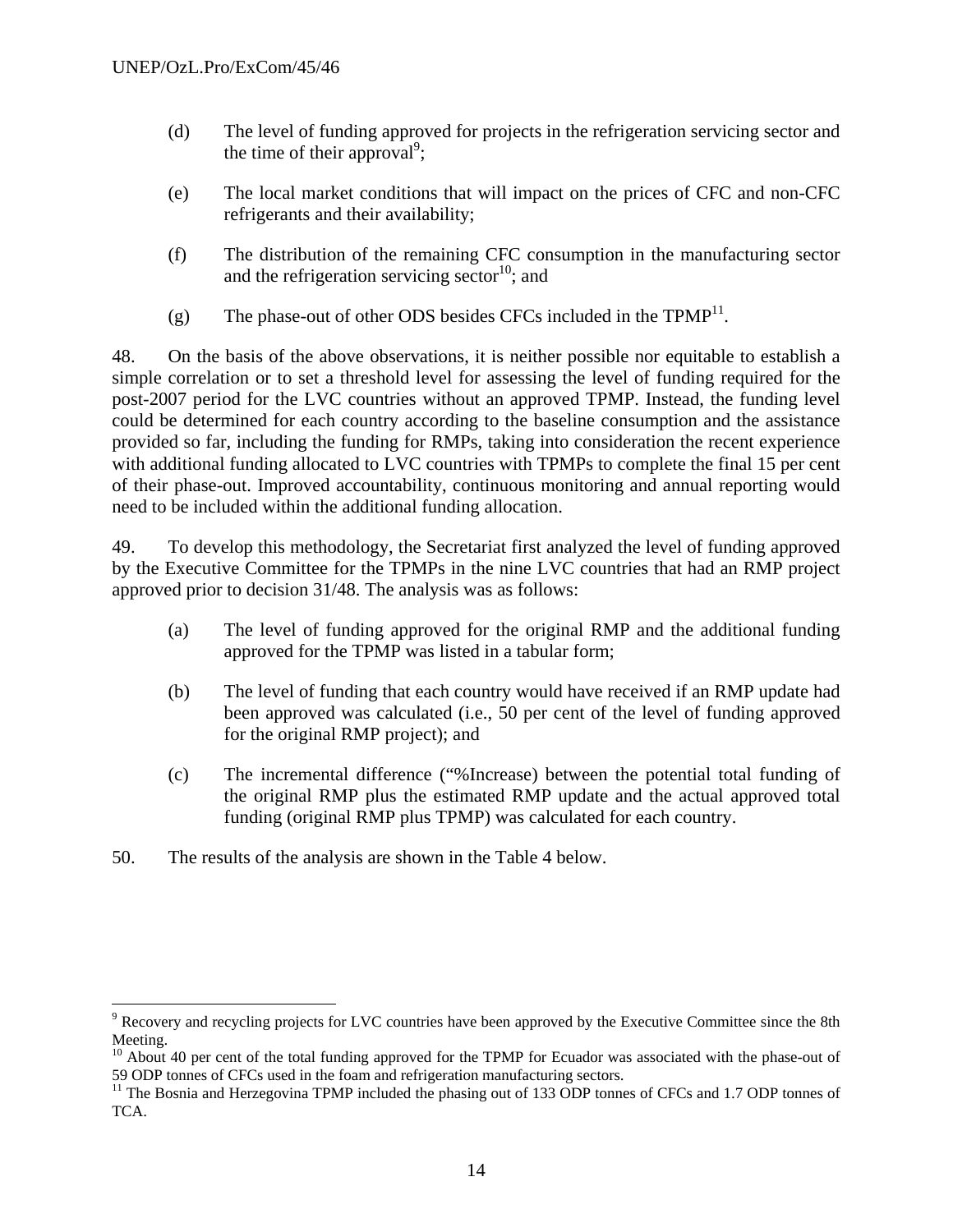(d) The level of funding approved for projects in the refrigeration servicing sector and the time of their approval[9];

(e) The local market conditions that will impact on the prices of CFC and non-CFC refrigerants and their availability;

(f) The distribution of the remaining CFC consumption in the manufacturing sector and the refrigeration servicing sector[10]; and

(g) The phase-out of other ODS besides CFCs included in the TPMP[11].

48. On the basis of the above observations, it is neither possible nor equitable to establish a simple correlation or to set a threshold level for assessing the level of funding required for the post-2007 period for the LVC countries without an approved TPMP. Instead, the funding level could be determined for each country according to the baseline consumption and the assistance provided so far, including the funding for RMPs, taking into consideration the recent experience with additional funding allocated to LVC countries with TPMPs to complete the final 15 per cent of their phase-out. Improved accountability, continuous monitoring and annual reporting would need to be included within the additional funding allocation.

49. To develop this methodology, the Secretariat first analyzed the level of funding approved by the Executive Committee for the TPMPs in the nine LVC countries that had an RMP project approved prior to decision 31/48. The analysis was as follows:

(a) The level of funding approved for the original RMP and the additional funding approved for the TPMP was listed in a tabular form;

(b) The level of funding that each country would have received if an RMP update had been approved was calculated (i.e., 50 per cent of the level of funding approved for the original RMP project); and

(c) The incremental difference ("%Increase) between the potential total funding of the original RMP plus the estimated RMP update and the actual approved total funding (original RMP plus TPMP) was calculated for each country.

50. The results of the analysis are shown in the Table 4 below.

---

[9] Recovery and recycling projects for LVC countries have been approved by the Executive Committee since the 8th Meeting.

[10] About 40 per cent of the total funding approved for the TPMP for Ecuador was associated with the phase-out of 59 ODP tonnes of CFCs used in the foam and refrigeration manufacturing sectors.

[11] The Bosnia and Herzegovina TPMP included the phasing out of 133 ODP tonnes of CFCs and 1.7 ODP tonnes of TCA.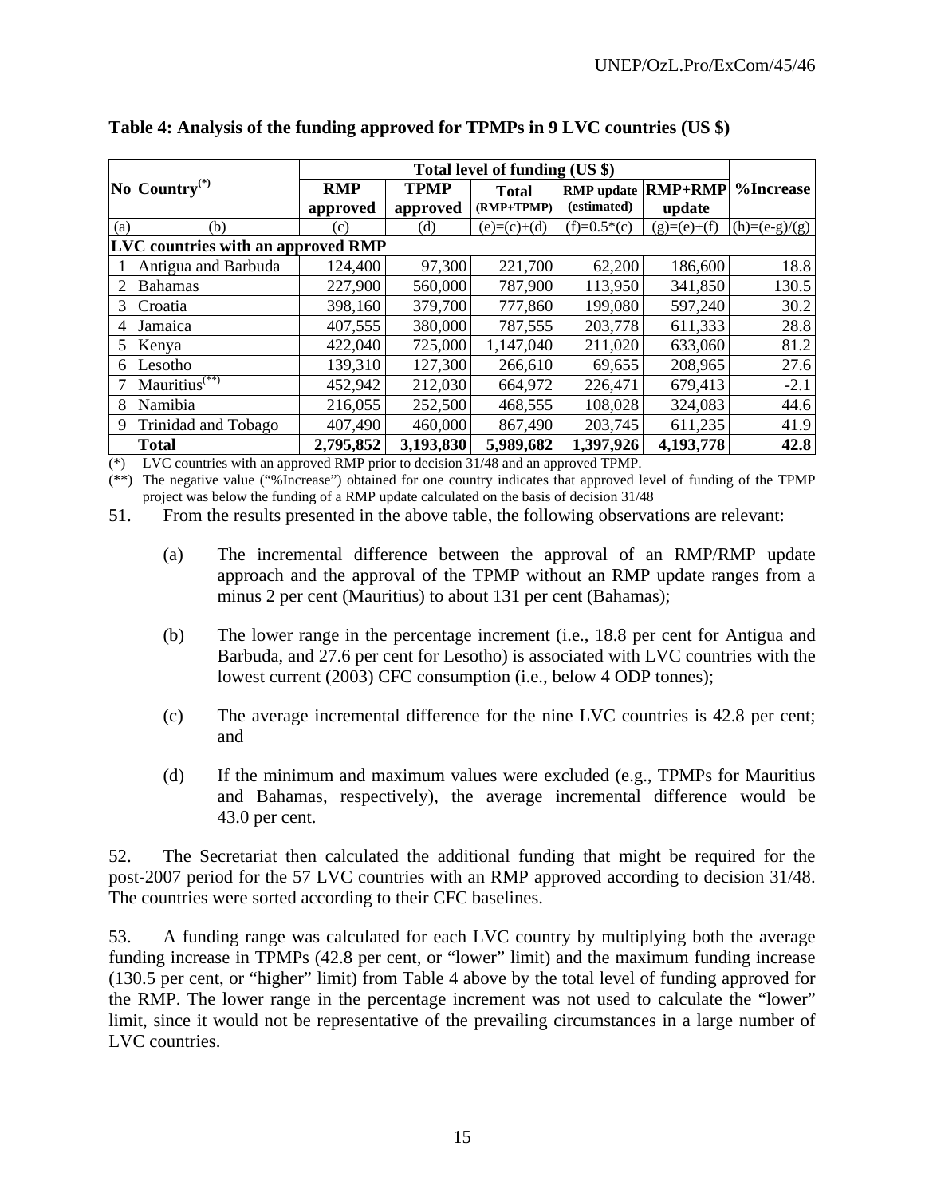**Table 4: Analysis of the funding approved for TPMPs in 9 LVC countries (US $)**

| No | Country(*) | Total level of funding (US $) | | | | | %Increase |
|---|---|---|---|---|---|---|---|
| | | RMP approved | TPMP approved | Total (RMP+TPMP) | RMP update (estimated) | RMP+RMP update | |
| (a) | (b) | (c) | (d) | (e)=(c)+(d) | (f)=0.5*(c) | (g)=(e)+(f) | (h)=(e-g)/(g) |
| **LVC countries with an approved RMP** | | | | | | | |
| 1 | Antigua and Barbuda | 124,400 | 97,300 | 221,700 | 62,200 | 186,600 | 18.8 |
| 2 | Bahamas | 227,900 | 560,000 | 787,900 | 113,950 | 341,850 | 130.5 |
| 3 | Croatia | 398,160 | 379,700 | 777,860 | 199,080 | 597,240 | 30.2 |
| 4 | Jamaica | 407,555 | 380,000 | 787,555 | 203,778 | 611,333 | 28.8 |
| 5 | Kenya | 422,040 | 725,000 | 1,147,040 | 211,020 | 633,060 | 81.2 |
| 6 | Lesotho | 139,310 | 127,300 | 266,610 | 69,655 | 208,965 | 27.6 |
| 7 | Mauritius(**) | 452,942 | 212,030 | 664,972 | 226,471 | 679,413 | -2.1 |
| 8 | Namibia | 216,055 | 252,500 | 468,555 | 108,028 | 324,083 | 44.6 |
| 9 | Trinidad and Tobago | 407,490 | 460,000 | 867,490 | 203,745 | 611,235 | 41.9 |
| | **Total** | **2,795,852** | **3,193,830** | **5,989,682** | **1,397,926** | **4,193,778** | **42.8** |

(*) LVC countries with an approved RMP prior to decision 31/48 and an approved TPMP.

(**) The negative value ("%Increase") obtained for one country indicates that approved level of funding of the TPMP project was below the funding of a RMP update calculated on the basis of decision 31/48

51. From the results presented in the above table, the following observations are relevant:

(a) The incremental difference between the approval of an RMP/RMP update approach and the approval of the TPMP without an RMP update ranges from a minus 2 per cent (Mauritius) to about 131 per cent (Bahamas);

(b) The lower range in the percentage increment (i.e., 18.8 per cent for Antigua and Barbuda, and 27.6 per cent for Lesotho) is associated with LVC countries with the lowest current (2003) CFC consumption (i.e., below 4 ODP tonnes);

(c) The average incremental difference for the nine LVC countries is 42.8 per cent; and

(d) If the minimum and maximum values were excluded (e.g., TPMPs for Mauritius and Bahamas, respectively), the average incremental difference would be 43.0 per cent.

52. The Secretariat then calculated the additional funding that might be required for the post-2007 period for the 57 LVC countries with an RMP approved according to decision 31/48. The countries were sorted according to their CFC baselines.

53. A funding range was calculated for each LVC country by multiplying both the average funding increase in TPMPs (42.8 per cent, or "lower" limit) and the maximum funding increase (130.5 per cent, or "higher" limit) from Table 4 above by the total level of funding approved for the RMP. The lower range in the percentage increment was not used to calculate the "lower" limit, since it would not be representative of the prevailing circumstances in a large number of LVC countries.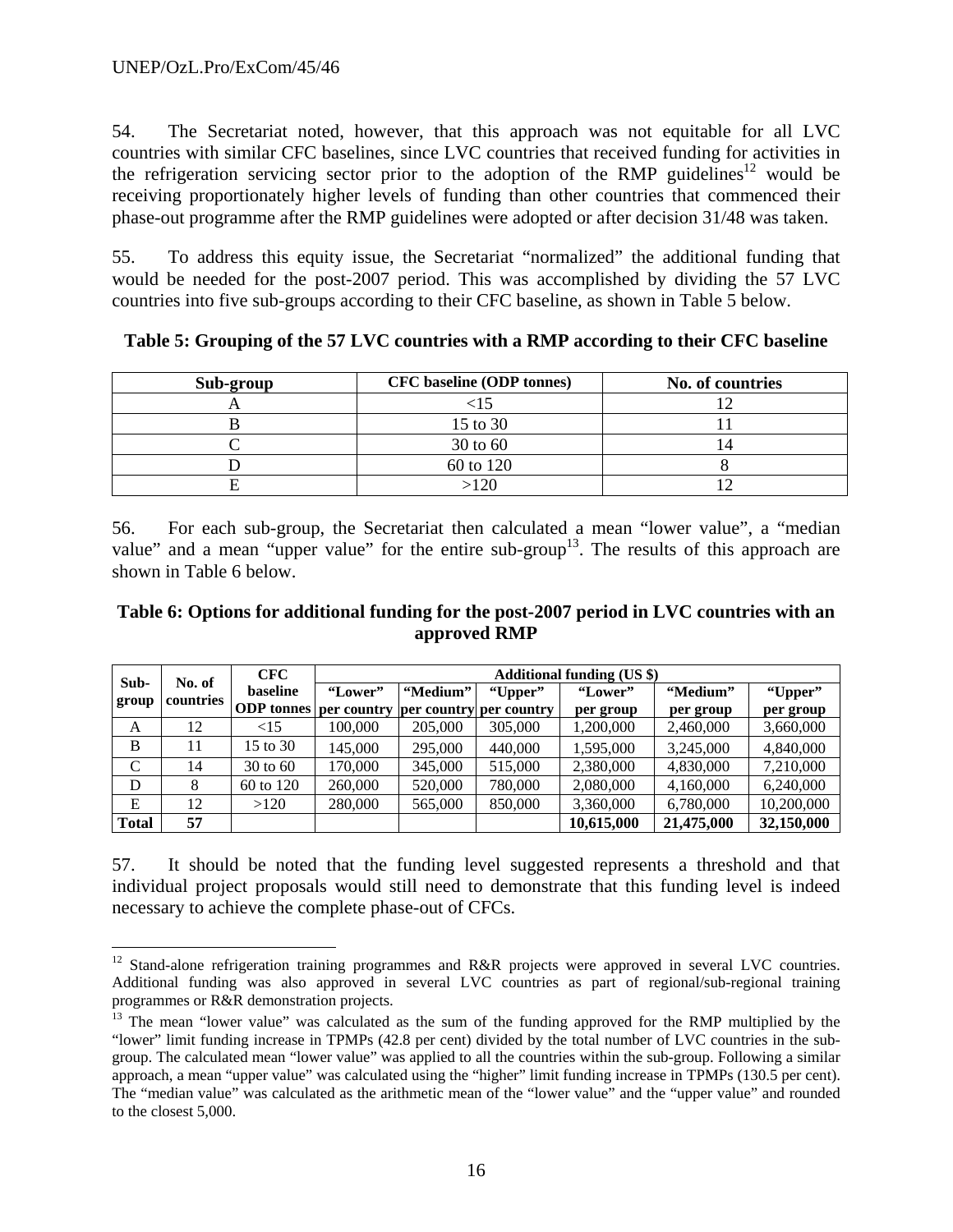54. The Secretariat noted, however, that this approach was not equitable for all LVC countries with similar CFC baselines, since LVC countries that received funding for activities in the refrigeration servicing sector prior to the adoption of the RMP guidelines[12] would be receiving proportionately higher levels of funding than other countries that commenced their phase-out programme after the RMP guidelines were adopted or after decision 31/48 was taken.

55. To address this equity issue, the Secretariat "normalized" the additional funding that would be needed for the post-2007 period. This was accomplished by dividing the 57 LVC countries into five sub-groups according to their CFC baseline, as shown in Table 5 below.

**Table 5: Grouping of the 57 LVC countries with a RMP according to their CFC baseline**

| Sub-group | CFC baseline (ODP tonnes) | No. of countries |
|---|---|---|
| A | <15 | 12 |
| B | 15 to 30 | 11 |
| C | 30 to 60 | 14 |
| D | 60 to 120 | 8 |
| E | >120 | 12 |

56. For each sub-group, the Secretariat then calculated a mean "lower value", a "median value" and a mean "upper value" for the entire sub-group[13]. The results of this approach are shown in Table 6 below.

**Table 6: Options for additional funding for the post-2007 period in LVC countries with an approved RMP**

| Sub-group | No. of countries | CFC baseline ODP tonnes | Additional funding (US $) | | | | | |
|---|---|---|---|---|---|---|---|---|
| | | | "Lower" per country | "Medium" per country | "Upper" per country | "Lower" per group | "Medium" per group | "Upper" per group |
| A | 12 | <15 | 100,000 | 205,000 | 305,000 | 1,200,000 | 2,460,000 | 3,660,000 |
| B | 11 | 15 to 30 | 145,000 | 295,000 | 440,000 | 1,595,000 | 3,245,000 | 4,840,000 |
| C | 14 | 30 to 60 | 170,000 | 345,000 | 515,000 | 2,380,000 | 4,830,000 | 7,210,000 |
| D | 8 | 60 to 120 | 260,000 | 520,000 | 780,000 | 2,080,000 | 4,160,000 | 6,240,000 |
| E | 12 | >120 | 280,000 | 565,000 | 850,000 | 3,360,000 | 6,780,000 | 10,200,000 |
| **Total** | **57** | | | | | **10,615,000** | **21,475,000** | **32,150,000** |

57. It should be noted that the funding level suggested represents a threshold and that individual project proposals would still need to demonstrate that this funding level is indeed necessary to achieve the complete phase-out of CFCs.

---

[12] Stand-alone refrigeration training programmes and R&R projects were approved in several LVC countries. Additional funding was also approved in several LVC countries as part of regional/sub-regional training programmes or R&R demonstration projects.

[13] The mean "lower value" was calculated as the sum of the funding approved for the RMP multiplied by the "lower" limit funding increase in TPMPs (42.8 per cent) divided by the total number of LVC countries in the sub-group. The calculated mean "lower value" was applied to all the countries within the sub-group. Following a similar approach, a mean "upper value" was calculated using the "higher" limit funding increase in TPMPs (130.5 per cent). The "median value" was calculated as the arithmetic mean of the "lower value" and the "upper value" and rounded to the closest 5,000.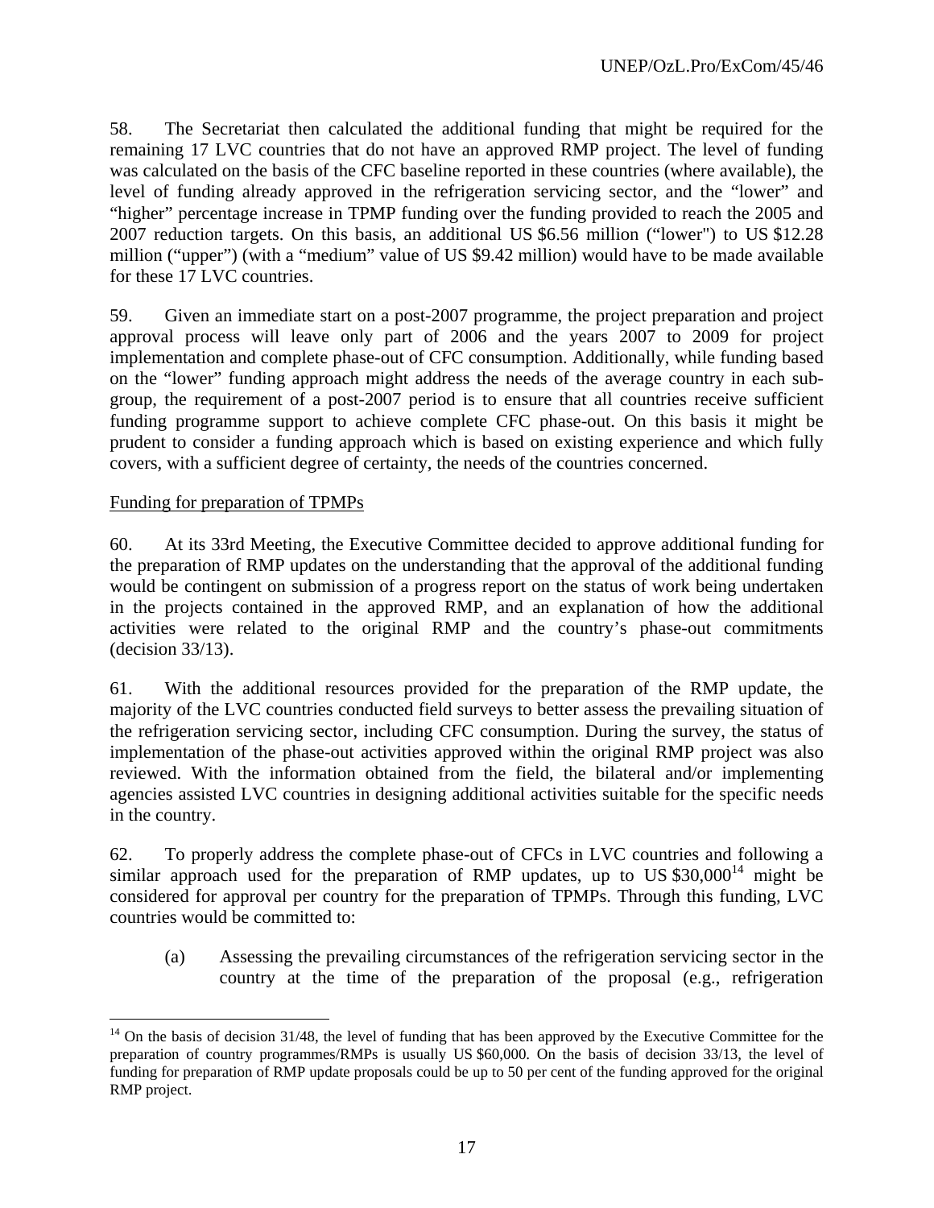58. The Secretariat then calculated the additional funding that might be required for the remaining 17 LVC countries that do not have an approved RMP project. The level of funding was calculated on the basis of the CFC baseline reported in these countries (where available), the level of funding already approved in the refrigeration servicing sector, and the "lower" and "higher" percentage increase in TPMP funding over the funding provided to reach the 2005 and 2007 reduction targets. On this basis, an additional US $6.56 million ("lower") to US $12.28 million ("upper") (with a "medium" value of US $9.42 million) would have to be made available for these 17 LVC countries.

59. Given an immediate start on a post-2007 programme, the project preparation and project approval process will leave only part of 2006 and the years 2007 to 2009 for project implementation and complete phase-out of CFC consumption. Additionally, while funding based on the "lower" funding approach might address the needs of the average country in each sub-group, the requirement of a post-2007 period is to ensure that all countries receive sufficient funding programme support to achieve complete CFC phase-out. On this basis it might be prudent to consider a funding approach which is based on existing experience and which fully covers, with a sufficient degree of certainty, the needs of the countries concerned.

Funding for preparation of TPMPs

60. At its 33rd Meeting, the Executive Committee decided to approve additional funding for the preparation of RMP updates on the understanding that the approval of the additional funding would be contingent on submission of a progress report on the status of work being undertaken in the projects contained in the approved RMP, and an explanation of how the additional activities were related to the original RMP and the country's phase-out commitments (decision 33/13).

61. With the additional resources provided for the preparation of the RMP update, the majority of the LVC countries conducted field surveys to better assess the prevailing situation of the refrigeration servicing sector, including CFC consumption. During the survey, the status of implementation of the phase-out activities approved within the original RMP project was also reviewed. With the information obtained from the field, the bilateral and/or implementing agencies assisted LVC countries in designing additional activities suitable for the specific needs in the country.

62. To properly address the complete phase-out of CFCs in LVC countries and following a similar approach used for the preparation of RMP updates, up to US $30,000[14] might be considered for approval per country for the preparation of TPMPs. Through this funding, LVC countries would be committed to:

(a) Assessing the prevailing circumstances of the refrigeration servicing sector in the country at the time of the preparation of the proposal (e.g., refrigeration

[14] On the basis of decision 31/48, the level of funding that has been approved by the Executive Committee for the preparation of country programmes/RMPs is usually US $60,000. On the basis of decision 33/13, the level of funding for preparation of RMP update proposals could be up to 50 per cent of the funding approved for the original RMP project.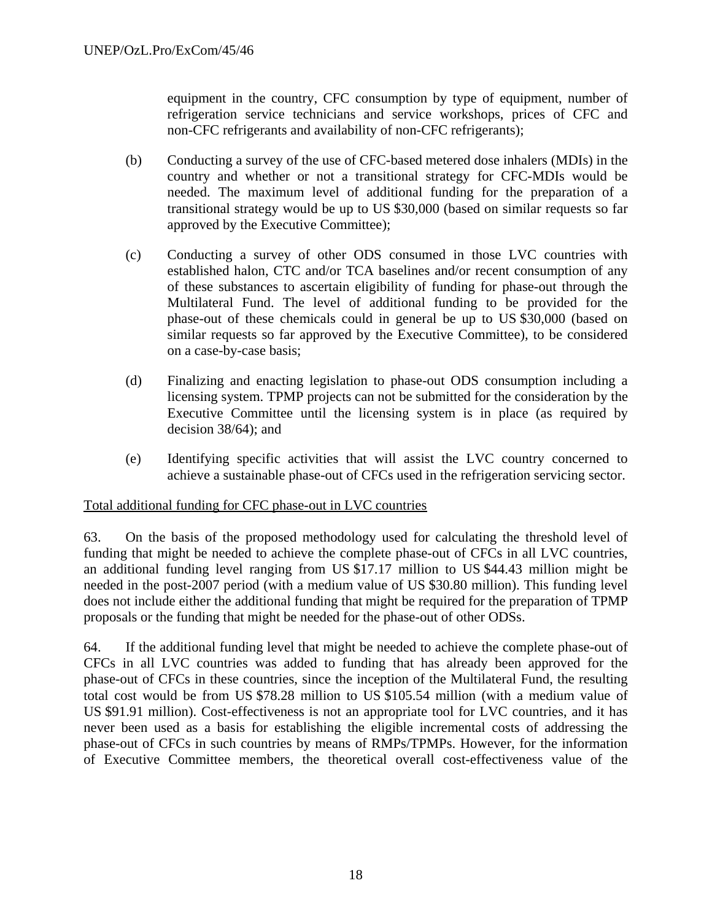equipment in the country, CFC consumption by type of equipment, number of refrigeration service technicians and service workshops, prices of CFC and non-CFC refrigerants and availability of non-CFC refrigerants);

(b) Conducting a survey of the use of CFC-based metered dose inhalers (MDIs) in the country and whether or not a transitional strategy for CFC-MDIs would be needed. The maximum level of additional funding for the preparation of a transitional strategy would be up to US $30,000 (based on similar requests so far approved by the Executive Committee);

(c) Conducting a survey of other ODS consumed in those LVC countries with established halon, CTC and/or TCA baselines and/or recent consumption of any of these substances to ascertain eligibility of funding for phase-out through the Multilateral Fund. The level of additional funding to be provided for the phase-out of these chemicals could in general be up to US $30,000 (based on similar requests so far approved by the Executive Committee), to be considered on a case-by-case basis;

(d) Finalizing and enacting legislation to phase-out ODS consumption including a licensing system. TPMP projects can not be submitted for the consideration by the Executive Committee until the licensing system is in place (as required by decision 38/64); and

(e) Identifying specific activities that will assist the LVC country concerned to achieve a sustainable phase-out of CFCs used in the refrigeration servicing sector.

<u>Total additional funding for CFC phase-out in LVC countries</u>

63. On the basis of the proposed methodology used for calculating the threshold level of funding that might be needed to achieve the complete phase-out of CFCs in all LVC countries, an additional funding level ranging from US $17.17 million to US $44.43 million might be needed in the post-2007 period (with a medium value of US $30.80 million). This funding level does not include either the additional funding that might be required for the preparation of TPMP proposals or the funding that might be needed for the phase-out of other ODSs.

64. If the additional funding level that might be needed to achieve the complete phase-out of CFCs in all LVC countries was added to funding that has already been approved for the phase-out of CFCs in these countries, since the inception of the Multilateral Fund, the resulting total cost would be from US $78.28 million to US $105.54 million (with a medium value of US $91.91 million). Cost-effectiveness is not an appropriate tool for LVC countries, and it has never been used as a basis for establishing the eligible incremental costs of addressing the phase-out of CFCs in such countries by means of RMPs/TPMPs. However, for the information of Executive Committee members, the theoretical overall cost-effectiveness value of the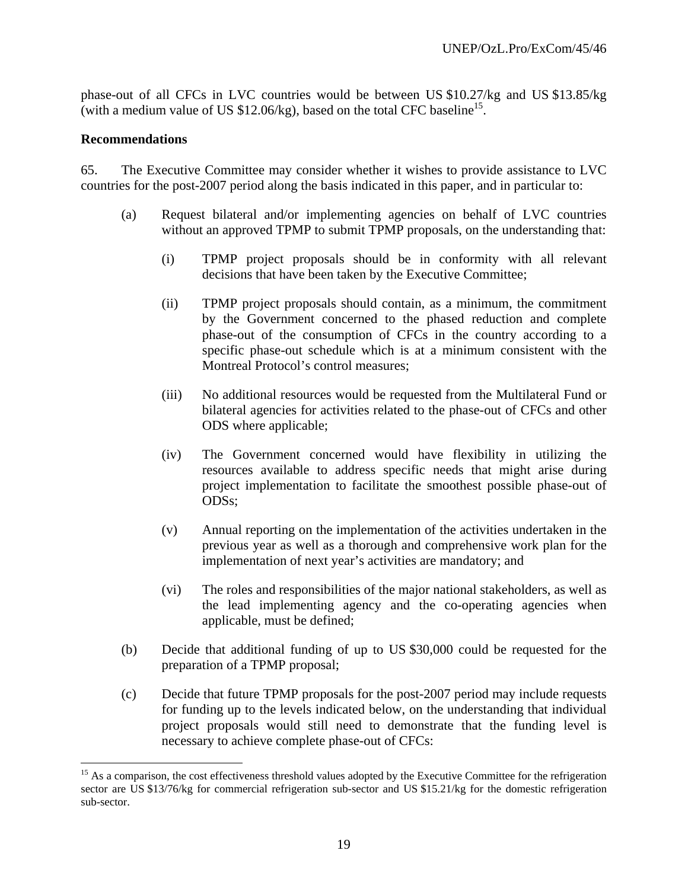phase-out of all CFCs in LVC countries would be between US $10.27/kg and US $13.85/kg (with a medium value of US $12.06/kg), based on the total CFC baseline[15].

**Recommendations**

65. The Executive Committee may consider whether it wishes to provide assistance to LVC countries for the post-2007 period along the basis indicated in this paper, and in particular to:

(a) Request bilateral and/or implementing agencies on behalf of LVC countries without an approved TPMP to submit TPMP proposals, on the understanding that:

(i) TPMP project proposals should be in conformity with all relevant decisions that have been taken by the Executive Committee;

(ii) TPMP project proposals should contain, as a minimum, the commitment by the Government concerned to the phased reduction and complete phase-out of the consumption of CFCs in the country according to a specific phase-out schedule which is at a minimum consistent with the Montreal Protocol's control measures;

(iii) No additional resources would be requested from the Multilateral Fund or bilateral agencies for activities related to the phase-out of CFCs and other ODS where applicable;

(iv) The Government concerned would have flexibility in utilizing the resources available to address specific needs that might arise during project implementation to facilitate the smoothest possible phase-out of ODSs;

(v) Annual reporting on the implementation of the activities undertaken in the previous year as well as a thorough and comprehensive work plan for the implementation of next year's activities are mandatory; and

(vi) The roles and responsibilities of the major national stakeholders, as well as the lead implementing agency and the co-operating agencies when applicable, must be defined;

(b) Decide that additional funding of up to US $30,000 could be requested for the preparation of a TPMP proposal;

(c) Decide that future TPMP proposals for the post-2007 period may include requests for funding up to the levels indicated below, on the understanding that individual project proposals would still need to demonstrate that the funding level is necessary to achieve complete phase-out of CFCs:

---

[15] As a comparison, the cost effectiveness threshold values adopted by the Executive Committee for the refrigeration sector are US $13/76/kg for commercial refrigeration sub-sector and US $15.21/kg for the domestic refrigeration sub-sector.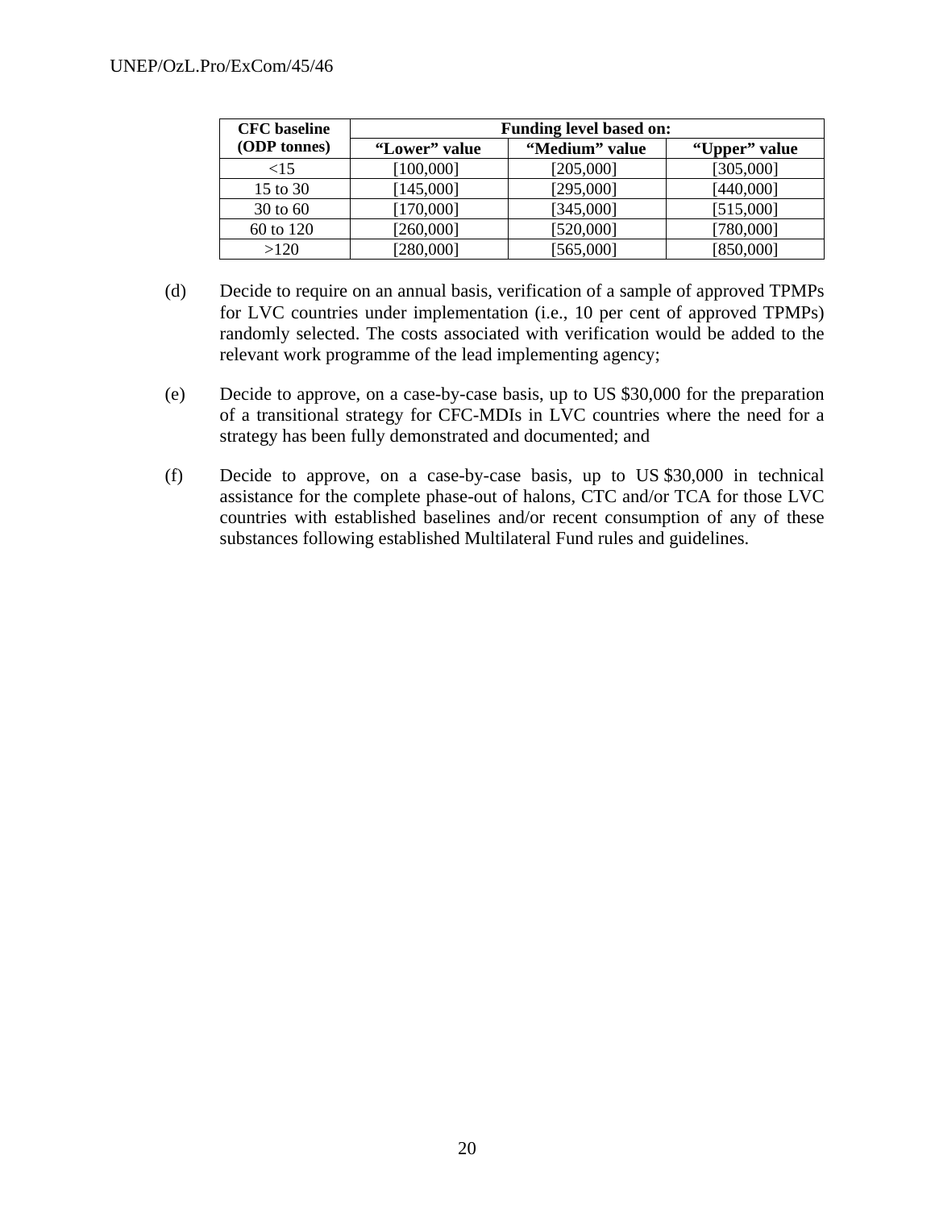| CFC baseline (ODP tonnes) | Funding level based on: | | |
|---|---|---|---|
| | "Lower" value | "Medium" value | "Upper" value |
| <15 | [100,000] | [205,000] | [305,000] |
| 15 to 30 | [145,000] | [295,000] | [440,000] |
| 30 to 60 | [170,000] | [345,000] | [515,000] |
| 60 to 120 | [260,000] | [520,000] | [780,000] |
| >120 | [280,000] | [565,000] | [850,000] |

(d) Decide to require on an annual basis, verification of a sample of approved TPMPs for LVC countries under implementation (i.e., 10 per cent of approved TPMPs) randomly selected. The costs associated with verification would be added to the relevant work programme of the lead implementing agency;

(e) Decide to approve, on a case-by-case basis, up to US $30,000 for the preparation of a transitional strategy for CFC-MDIs in LVC countries where the need for a strategy has been fully demonstrated and documented; and

(f) Decide to approve, on a case-by-case basis, up to US $30,000 in technical assistance for the complete phase-out of halons, CTC and/or TCA for those LVC countries with established baselines and/or recent consumption of any of these substances following established Multilateral Fund rules and guidelines.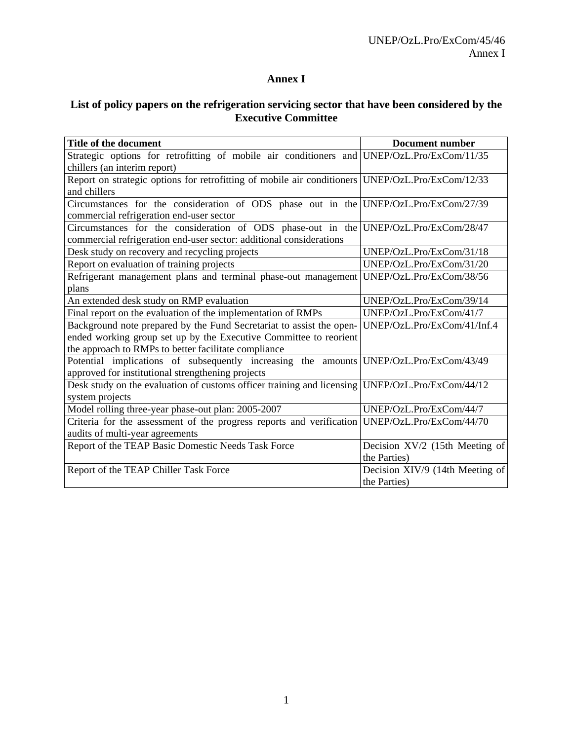# Annex I

## List of policy papers on the refrigeration servicing sector that have been considered by the Executive Committee

| Title of the document | Document number |
|---|---|
| Strategic options for retrofitting of mobile air conditioners and chillers (an interim report) | UNEP/OzL.Pro/ExCom/11/35 |
| Report on strategic options for retrofitting of mobile air conditioners and chillers | UNEP/OzL.Pro/ExCom/12/33 |
| Circumstances for the consideration of ODS phase out in the commercial refrigeration end-user sector | UNEP/OzL.Pro/ExCom/27/39 |
| Circumstances for the consideration of ODS phase-out in the commercial refrigeration end-user sector: additional considerations | UNEP/OzL.Pro/ExCom/28/47 |
| Desk study on recovery and recycling projects | UNEP/OzL.Pro/ExCom/31/18 |
| Report on evaluation of training projects | UNEP/OzL.Pro/ExCom/31/20 |
| Refrigerant management plans and terminal phase-out management plans | UNEP/OzL.Pro/ExCom/38/56 |
| An extended desk study on RMP evaluation | UNEP/OzL.Pro/ExCom/39/14 |
| Final report on the evaluation of the implementation of RMPs | UNEP/OzL.Pro/ExCom/41/7 |
| Background note prepared by the Fund Secretariat to assist the open-ended working group set up by the Executive Committee to reorient the approach to RMPs to better facilitate compliance | UNEP/OzL.Pro/ExCom/41/Inf.4 |
| Potential implications of subsequently increasing the amounts approved for institutional strengthening projects | UNEP/OzL.Pro/ExCom/43/49 |
| Desk study on the evaluation of customs officer training and licensing system projects | UNEP/OzL.Pro/ExCom/44/12 |
| Model rolling three-year phase-out plan: 2005-2007 | UNEP/OzL.Pro/ExCom/44/7 |
| Criteria for the assessment of the progress reports and verification audits of multi-year agreements | UNEP/OzL.Pro/ExCom/44/70 |
| Report of the TEAP Basic Domestic Needs Task Force | Decision XV/2 (15th Meeting of the Parties) |
| Report of the TEAP Chiller Task Force | Decision XIV/9 (14th Meeting of the Parties) |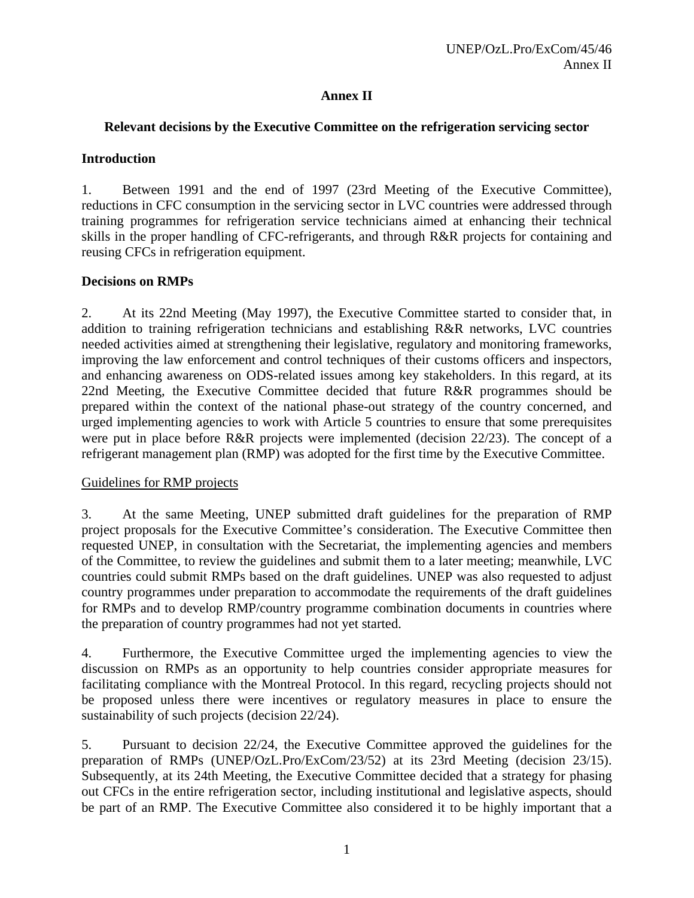# Annex II

## Relevant decisions by the Executive Committee on the refrigeration servicing sector

### Introduction

1. Between 1991 and the end of 1997 (23rd Meeting of the Executive Committee), reductions in CFC consumption in the servicing sector in LVC countries were addressed through training programmes for refrigeration service technicians aimed at enhancing their technical skills in the proper handling of CFC-refrigerants, and through R&R projects for containing and reusing CFCs in refrigeration equipment.

### Decisions on RMPs

2. At its 22nd Meeting (May 1997), the Executive Committee started to consider that, in addition to training refrigeration technicians and establishing R&R networks, LVC countries needed activities aimed at strengthening their legislative, regulatory and monitoring frameworks, improving the law enforcement and control techniques of their customs officers and inspectors, and enhancing awareness on ODS-related issues among key stakeholders. In this regard, at its 22nd Meeting, the Executive Committee decided that future R&R programmes should be prepared within the context of the national phase-out strategy of the country concerned, and urged implementing agencies to work with Article 5 countries to ensure that some prerequisites were put in place before R&R projects were implemented (decision 22/23). The concept of a refrigerant management plan (RMP) was adopted for the first time by the Executive Committee.

<u>Guidelines for RMP projects</u>

3. At the same Meeting, UNEP submitted draft guidelines for the preparation of RMP project proposals for the Executive Committee's consideration. The Executive Committee then requested UNEP, in consultation with the Secretariat, the implementing agencies and members of the Committee, to review the guidelines and submit them to a later meeting; meanwhile, LVC countries could submit RMPs based on the draft guidelines. UNEP was also requested to adjust country programmes under preparation to accommodate the requirements of the draft guidelines for RMPs and to develop RMP/country programme combination documents in countries where the preparation of country programmes had not yet started.

4. Furthermore, the Executive Committee urged the implementing agencies to view the discussion on RMPs as an opportunity to help countries consider appropriate measures for facilitating compliance with the Montreal Protocol. In this regard, recycling projects should not be proposed unless there were incentives or regulatory measures in place to ensure the sustainability of such projects (decision 22/24).

5. Pursuant to decision 22/24, the Executive Committee approved the guidelines for the preparation of RMPs (UNEP/OzL.Pro/ExCom/23/52) at its 23rd Meeting (decision 23/15). Subsequently, at its 24th Meeting, the Executive Committee decided that a strategy for phasing out CFCs in the entire refrigeration sector, including institutional and legislative aspects, should be part of an RMP. The Executive Committee also considered it to be highly important that a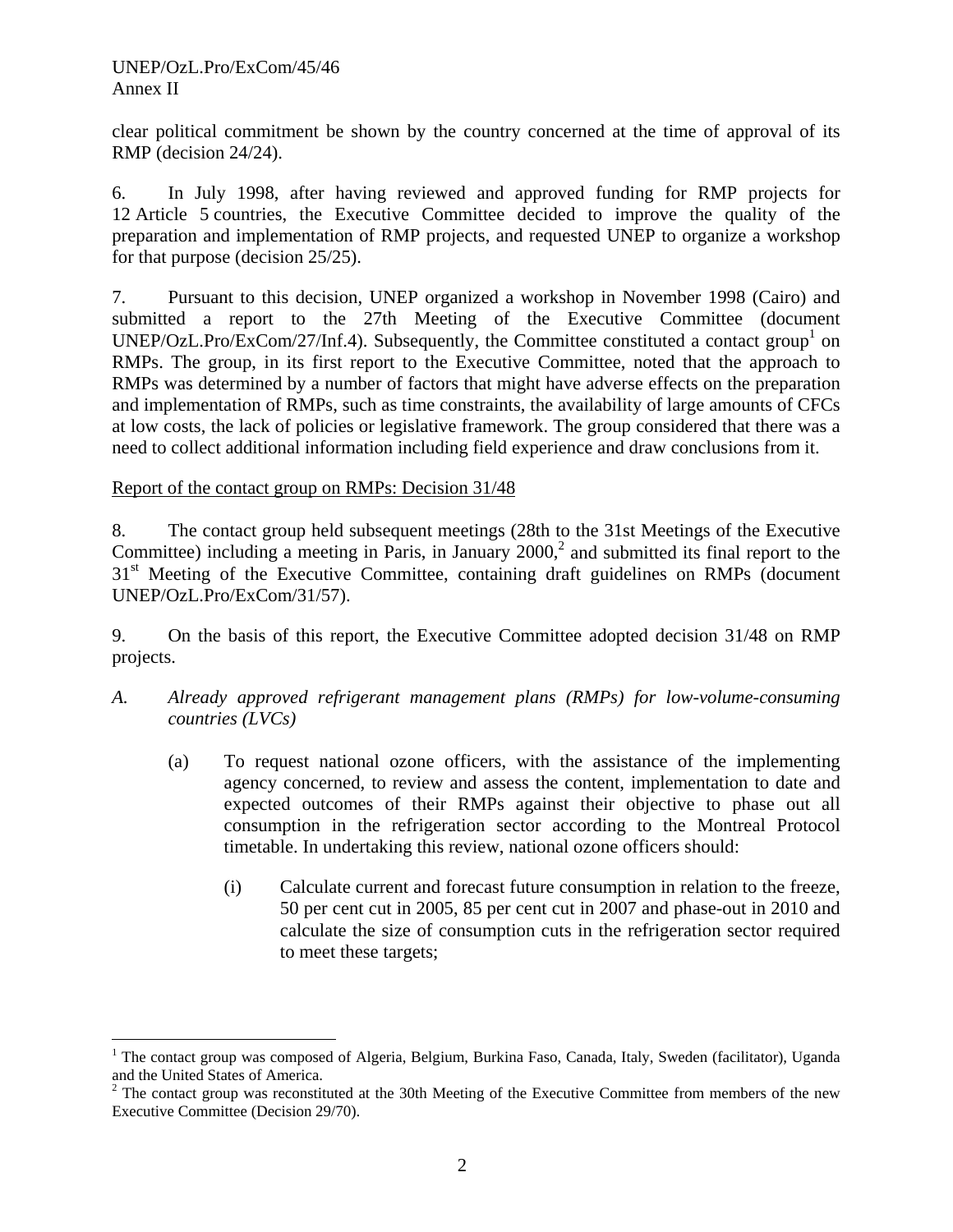clear political commitment be shown by the country concerned at the time of approval of its RMP (decision 24/24).

6. In July 1998, after having reviewed and approved funding for RMP projects for 12 Article 5 countries, the Executive Committee decided to improve the quality of the preparation and implementation of RMP projects, and requested UNEP to organize a workshop for that purpose (decision 25/25).

7. Pursuant to this decision, UNEP organized a workshop in November 1998 (Cairo) and submitted a report to the 27th Meeting of the Executive Committee (document UNEP/OzL.Pro/ExCom/27/Inf.4). Subsequently, the Committee constituted a contact group[1] on RMPs. The group, in its first report to the Executive Committee, noted that the approach to RMPs was determined by a number of factors that might have adverse effects on the preparation and implementation of RMPs, such as time constraints, the availability of large amounts of CFCs at low costs, the lack of policies or legislative framework. The group considered that there was a need to collect additional information including field experience and draw conclusions from it.

<u>Report of the contact group on RMPs: Decision 31/48</u>

8. The contact group held subsequent meetings (28th to the 31st Meetings of the Executive Committee) including a meeting in Paris, in January 2000,[2] and submitted its final report to the 31st Meeting of the Executive Committee, containing draft guidelines on RMPs (document UNEP/OzL.Pro/ExCom/31/57).

9. On the basis of this report, the Executive Committee adopted decision 31/48 on RMP projects.

*A. Already approved refrigerant management plans (RMPs) for low-volume-consuming countries (LVCs)*

(a) To request national ozone officers, with the assistance of the implementing agency concerned, to review and assess the content, implementation to date and expected outcomes of their RMPs against their objective to phase out all consumption in the refrigeration sector according to the Montreal Protocol timetable. In undertaking this review, national ozone officers should:

(i) Calculate current and forecast future consumption in relation to the freeze, 50 per cent cut in 2005, 85 per cent cut in 2007 and phase-out in 2010 and calculate the size of consumption cuts in the refrigeration sector required to meet these targets;

---

[1] The contact group was composed of Algeria, Belgium, Burkina Faso, Canada, Italy, Sweden (facilitator), Uganda and the United States of America.

[2] The contact group was reconstituted at the 30th Meeting of the Executive Committee from members of the new Executive Committee (Decision 29/70).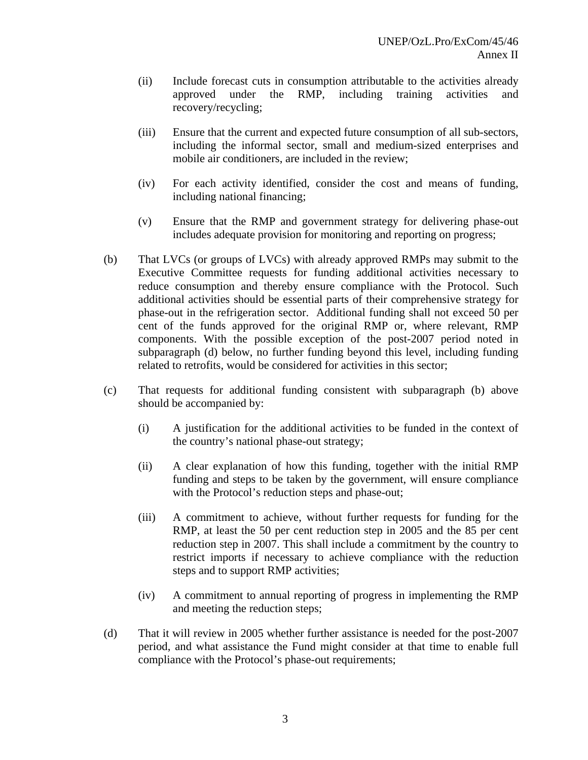(ii) Include forecast cuts in consumption attributable to the activities already approved under the RMP, including training activities and recovery/recycling;

(iii) Ensure that the current and expected future consumption of all sub-sectors, including the informal sector, small and medium-sized enterprises and mobile air conditioners, are included in the review;

(iv) For each activity identified, consider the cost and means of funding, including national financing;

(v) Ensure that the RMP and government strategy for delivering phase-out includes adequate provision for monitoring and reporting on progress;

(b) That LVCs (or groups of LVCs) with already approved RMPs may submit to the Executive Committee requests for funding additional activities necessary to reduce consumption and thereby ensure compliance with the Protocol. Such additional activities should be essential parts of their comprehensive strategy for phase-out in the refrigeration sector. Additional funding shall not exceed 50 per cent of the funds approved for the original RMP or, where relevant, RMP components. With the possible exception of the post-2007 period noted in subparagraph (d) below, no further funding beyond this level, including funding related to retrofits, would be considered for activities in this sector;

(c) That requests for additional funding consistent with subparagraph (b) above should be accompanied by:

(i) A justification for the additional activities to be funded in the context of the country's national phase-out strategy;

(ii) A clear explanation of how this funding, together with the initial RMP funding and steps to be taken by the government, will ensure compliance with the Protocol's reduction steps and phase-out;

(iii) A commitment to achieve, without further requests for funding for the RMP, at least the 50 per cent reduction step in 2005 and the 85 per cent reduction step in 2007. This shall include a commitment by the country to restrict imports if necessary to achieve compliance with the reduction steps and to support RMP activities;

(iv) A commitment to annual reporting of progress in implementing the RMP and meeting the reduction steps;

(d) That it will review in 2005 whether further assistance is needed for the post-2007 period, and what assistance the Fund might consider at that time to enable full compliance with the Protocol's phase-out requirements;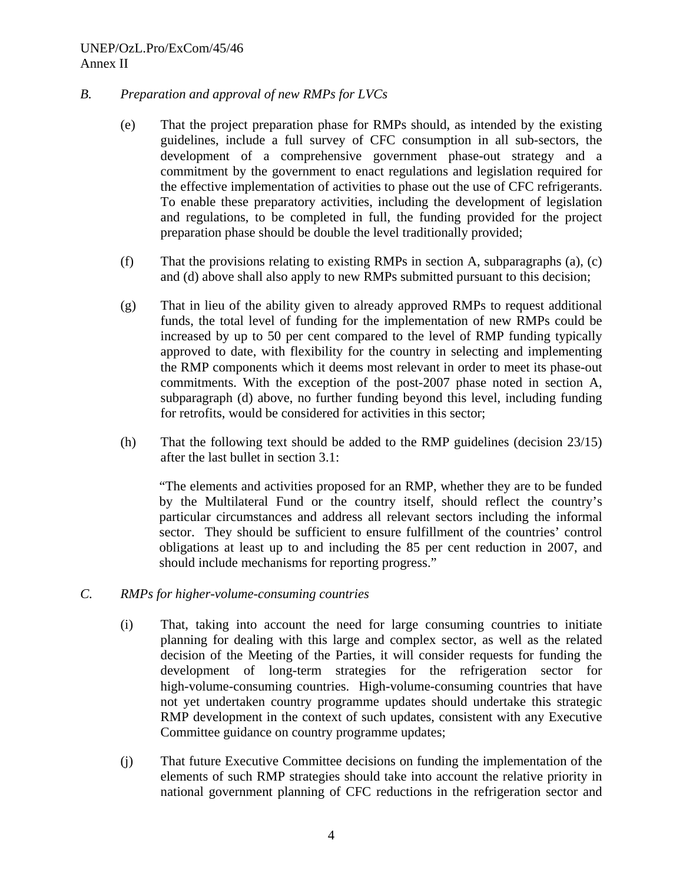*B. Preparation and approval of new RMPs for LVCs*

(e) That the project preparation phase for RMPs should, as intended by the existing guidelines, include a full survey of CFC consumption in all sub-sectors, the development of a comprehensive government phase-out strategy and a commitment by the government to enact regulations and legislation required for the effective implementation of activities to phase out the use of CFC refrigerants. To enable these preparatory activities, including the development of legislation and regulations, to be completed in full, the funding provided for the project preparation phase should be double the level traditionally provided;

(f) That the provisions relating to existing RMPs in section A, subparagraphs (a), (c) and (d) above shall also apply to new RMPs submitted pursuant to this decision;

(g) That in lieu of the ability given to already approved RMPs to request additional funds, the total level of funding for the implementation of new RMPs could be increased by up to 50 per cent compared to the level of RMP funding typically approved to date, with flexibility for the country in selecting and implementing the RMP components which it deems most relevant in order to meet its phase-out commitments. With the exception of the post-2007 phase noted in section A, subparagraph (d) above, no further funding beyond this level, including funding for retrofits, would be considered for activities in this sector;

(h) That the following text should be added to the RMP guidelines (decision 23/15) after the last bullet in section 3.1:

> "The elements and activities proposed for an RMP, whether they are to be funded by the Multilateral Fund or the country itself, should reflect the country's particular circumstances and address all relevant sectors including the informal sector. They should be sufficient to ensure fulfillment of the countries' control obligations at least up to and including the 85 per cent reduction in 2007, and should include mechanisms for reporting progress."

*C. RMPs for higher-volume-consuming countries*

(i) That, taking into account the need for large consuming countries to initiate planning for dealing with this large and complex sector, as well as the related decision of the Meeting of the Parties, it will consider requests for funding the development of long-term strategies for the refrigeration sector for high-volume-consuming countries. High-volume-consuming countries that have not yet undertaken country programme updates should undertake this strategic RMP development in the context of such updates, consistent with any Executive Committee guidance on country programme updates;

(j) That future Executive Committee decisions on funding the implementation of the elements of such RMP strategies should take into account the relative priority in national government planning of CFC reductions in the refrigeration sector and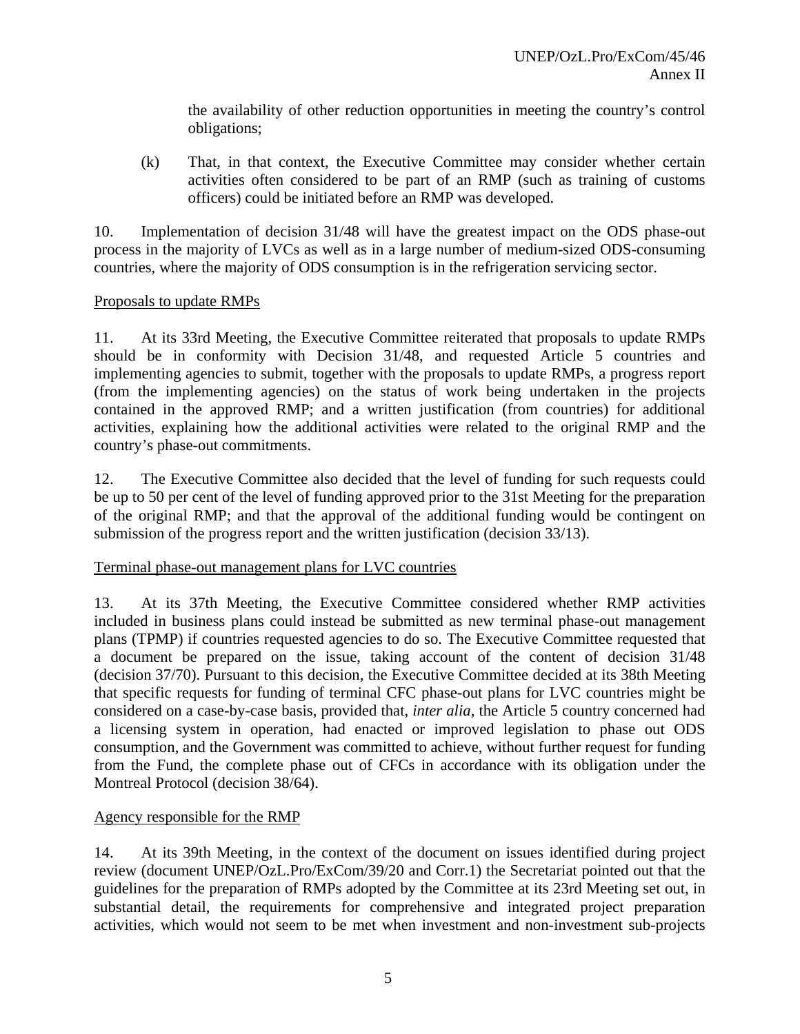the availability of other reduction opportunities in meeting the country's control obligations;

(k) That, in that context, the Executive Committee may consider whether certain activities often considered to be part of an RMP (such as training of customs officers) could be initiated before an RMP was developed.

10. Implementation of decision 31/48 will have the greatest impact on the ODS phase-out process in the majority of LVCs as well as in a large number of medium-sized ODS-consuming countries, where the majority of ODS consumption is in the refrigeration servicing sector.

Proposals to update RMPs

11. At its 33rd Meeting, the Executive Committee reiterated that proposals to update RMPs should be in conformity with Decision 31/48, and requested Article 5 countries and implementing agencies to submit, together with the proposals to update RMPs, a progress report (from the implementing agencies) on the status of work being undertaken in the projects contained in the approved RMP; and a written justification (from countries) for additional activities, explaining how the additional activities were related to the original RMP and the country's phase-out commitments.

12. The Executive Committee also decided that the level of funding for such requests could be up to 50 per cent of the level of funding approved prior to the 31st Meeting for the preparation of the original RMP; and that the approval of the additional funding would be contingent on submission of the progress report and the written justification (decision 33/13).

Terminal phase-out management plans for LVC countries

13. At its 37th Meeting, the Executive Committee considered whether RMP activities included in business plans could instead be submitted as new terminal phase-out management plans (TPMP) if countries requested agencies to do so. The Executive Committee requested that a document be prepared on the issue, taking account of the content of decision 31/48 (decision 37/70). Pursuant to this decision, the Executive Committee decided at its 38th Meeting that specific requests for funding of terminal CFC phase-out plans for LVC countries might be considered on a case-by-case basis, provided that, *inter alia*, the Article 5 country concerned had a licensing system in operation, had enacted or improved legislation to phase out ODS consumption, and the Government was committed to achieve, without further request for funding from the Fund, the complete phase out of CFCs in accordance with its obligation under the Montreal Protocol (decision 38/64).

Agency responsible for the RMP

14. At its 39th Meeting, in the context of the document on issues identified during project review (document UNEP/OzL.Pro/ExCom/39/20 and Corr.1) the Secretariat pointed out that the guidelines for the preparation of RMPs adopted by the Committee at its 23rd Meeting set out, in substantial detail, the requirements for comprehensive and integrated project preparation activities, which would not seem to be met when investment and non-investment sub-projects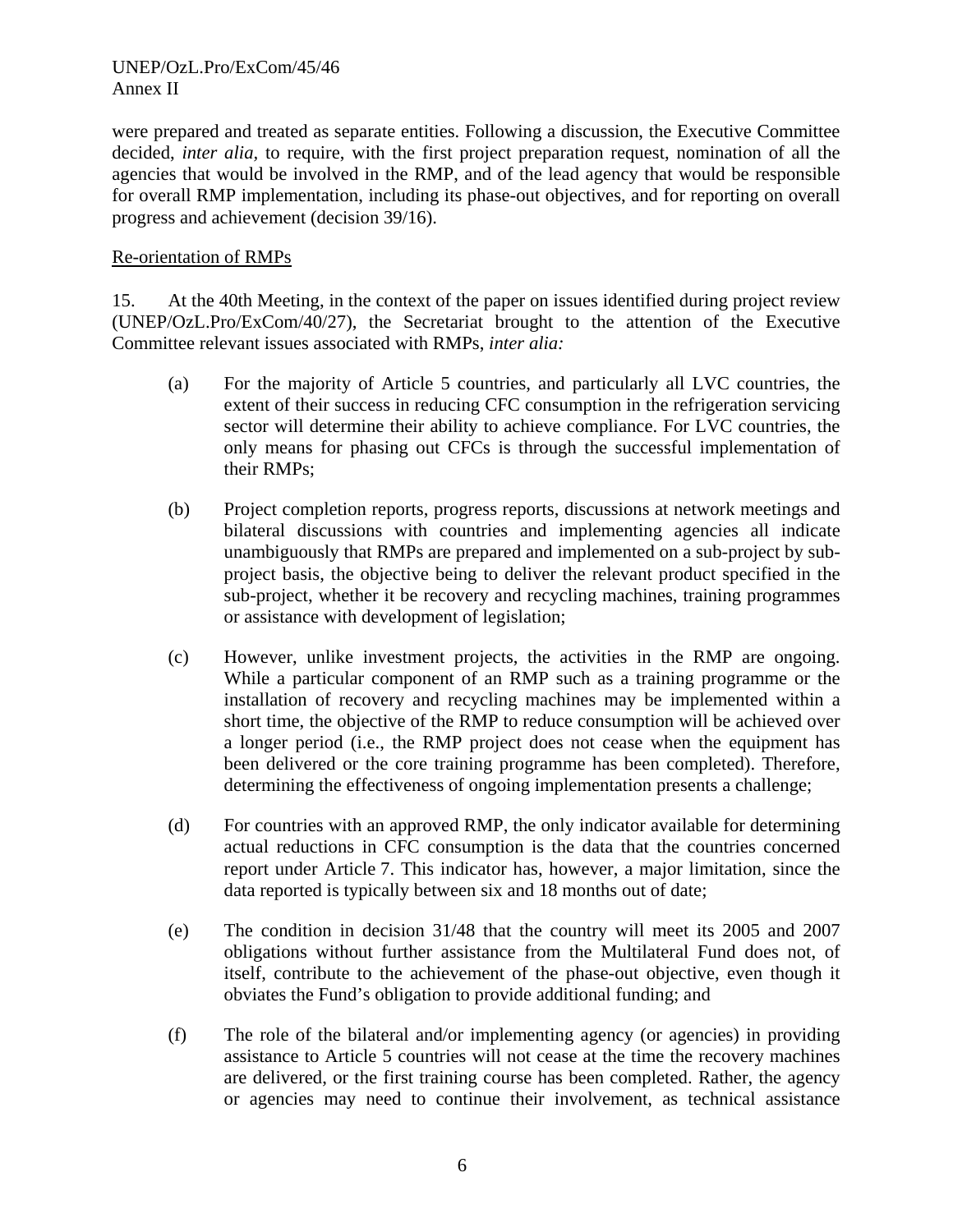were prepared and treated as separate entities. Following a discussion, the Executive Committee decided, *inter alia*, to require, with the first project preparation request, nomination of all the agencies that would be involved in the RMP, and of the lead agency that would be responsible for overall RMP implementation, including its phase-out objectives, and for reporting on overall progress and achievement (decision 39/16).

Re-orientation of RMPs

15. At the 40th Meeting, in the context of the paper on issues identified during project review (UNEP/OzL.Pro/ExCom/40/27), the Secretariat brought to the attention of the Executive Committee relevant issues associated with RMPs, *inter alia:*

(a) For the majority of Article 5 countries, and particularly all LVC countries, the extent of their success in reducing CFC consumption in the refrigeration servicing sector will determine their ability to achieve compliance. For LVC countries, the only means for phasing out CFCs is through the successful implementation of their RMPs;

(b) Project completion reports, progress reports, discussions at network meetings and bilateral discussions with countries and implementing agencies all indicate unambiguously that RMPs are prepared and implemented on a sub-project by sub-project basis, the objective being to deliver the relevant product specified in the sub-project, whether it be recovery and recycling machines, training programmes or assistance with development of legislation;

(c) However, unlike investment projects, the activities in the RMP are ongoing. While a particular component of an RMP such as a training programme or the installation of recovery and recycling machines may be implemented within a short time, the objective of the RMP to reduce consumption will be achieved over a longer period (i.e., the RMP project does not cease when the equipment has been delivered or the core training programme has been completed). Therefore, determining the effectiveness of ongoing implementation presents a challenge;

(d) For countries with an approved RMP, the only indicator available for determining actual reductions in CFC consumption is the data that the countries concerned report under Article 7. This indicator has, however, a major limitation, since the data reported is typically between six and 18 months out of date;

(e) The condition in decision 31/48 that the country will meet its 2005 and 2007 obligations without further assistance from the Multilateral Fund does not, of itself, contribute to the achievement of the phase-out objective, even though it obviates the Fund's obligation to provide additional funding; and

(f) The role of the bilateral and/or implementing agency (or agencies) in providing assistance to Article 5 countries will not cease at the time the recovery machines are delivered, or the first training course has been completed. Rather, the agency or agencies may need to continue their involvement, as technical assistance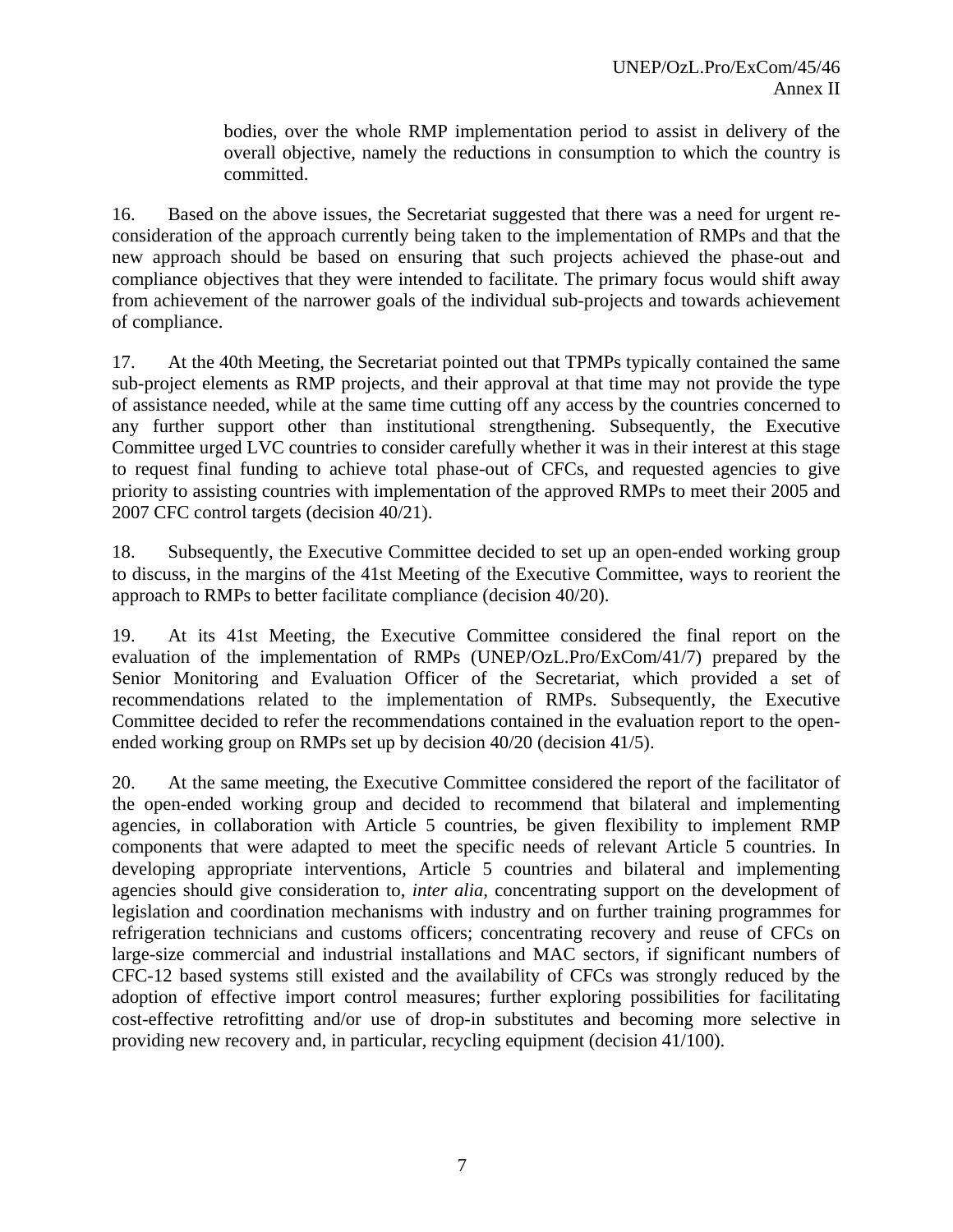bodies, over the whole RMP implementation period to assist in delivery of the overall objective, namely the reductions in consumption to which the country is committed.

16. Based on the above issues, the Secretariat suggested that there was a need for urgent re-consideration of the approach currently being taken to the implementation of RMPs and that the new approach should be based on ensuring that such projects achieved the phase-out and compliance objectives that they were intended to facilitate. The primary focus would shift away from achievement of the narrower goals of the individual sub-projects and towards achievement of compliance.

17. At the 40th Meeting, the Secretariat pointed out that TPMPs typically contained the same sub-project elements as RMP projects, and their approval at that time may not provide the type of assistance needed, while at the same time cutting off any access by the countries concerned to any further support other than institutional strengthening. Subsequently, the Executive Committee urged LVC countries to consider carefully whether it was in their interest at this stage to request final funding to achieve total phase-out of CFCs, and requested agencies to give priority to assisting countries with implementation of the approved RMPs to meet their 2005 and 2007 CFC control targets (decision 40/21).

18. Subsequently, the Executive Committee decided to set up an open-ended working group to discuss, in the margins of the 41st Meeting of the Executive Committee, ways to reorient the approach to RMPs to better facilitate compliance (decision 40/20).

19. At its 41st Meeting, the Executive Committee considered the final report on the evaluation of the implementation of RMPs (UNEP/OzL.Pro/ExCom/41/7) prepared by the Senior Monitoring and Evaluation Officer of the Secretariat, which provided a set of recommendations related to the implementation of RMPs. Subsequently, the Executive Committee decided to refer the recommendations contained in the evaluation report to the open-ended working group on RMPs set up by decision 40/20 (decision 41/5).

20. At the same meeting, the Executive Committee considered the report of the facilitator of the open-ended working group and decided to recommend that bilateral and implementing agencies, in collaboration with Article 5 countries, be given flexibility to implement RMP components that were adapted to meet the specific needs of relevant Article 5 countries. In developing appropriate interventions, Article 5 countries and bilateral and implementing agencies should give consideration to, *inter alia*, concentrating support on the development of legislation and coordination mechanisms with industry and on further training programmes for refrigeration technicians and customs officers; concentrating recovery and reuse of CFCs on large-size commercial and industrial installations and MAC sectors, if significant numbers of CFC-12 based systems still existed and the availability of CFCs was strongly reduced by the adoption of effective import control measures; further exploring possibilities for facilitating cost-effective retrofitting and/or use of drop-in substitutes and becoming more selective in providing new recovery and, in particular, recycling equipment (decision 41/100).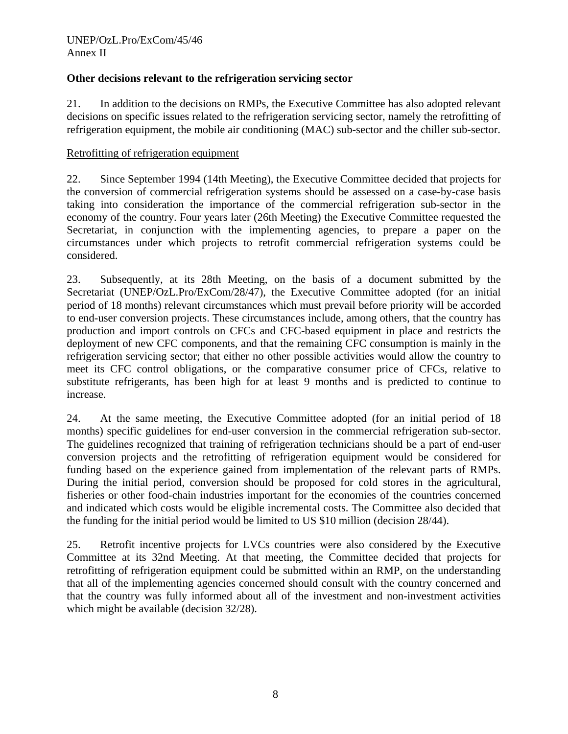**Other decisions relevant to the refrigeration servicing sector**

21. In addition to the decisions on RMPs, the Executive Committee has also adopted relevant decisions on specific issues related to the refrigeration servicing sector, namely the retrofitting of refrigeration equipment, the mobile air conditioning (MAC) sub-sector and the chiller sub-sector.

Retrofitting of refrigeration equipment

22. Since September 1994 (14th Meeting), the Executive Committee decided that projects for the conversion of commercial refrigeration systems should be assessed on a case-by-case basis taking into consideration the importance of the commercial refrigeration sub-sector in the economy of the country. Four years later (26th Meeting) the Executive Committee requested the Secretariat, in conjunction with the implementing agencies, to prepare a paper on the circumstances under which projects to retrofit commercial refrigeration systems could be considered.

23. Subsequently, at its 28th Meeting, on the basis of a document submitted by the Secretariat (UNEP/OzL.Pro/ExCom/28/47), the Executive Committee adopted (for an initial period of 18 months) relevant circumstances which must prevail before priority will be accorded to end-user conversion projects. These circumstances include, among others, that the country has production and import controls on CFCs and CFC-based equipment in place and restricts the deployment of new CFC components, and that the remaining CFC consumption is mainly in the refrigeration servicing sector; that either no other possible activities would allow the country to meet its CFC control obligations, or the comparative consumer price of CFCs, relative to substitute refrigerants, has been high for at least 9 months and is predicted to continue to increase.

24. At the same meeting, the Executive Committee adopted (for an initial period of 18 months) specific guidelines for end-user conversion in the commercial refrigeration sub-sector. The guidelines recognized that training of refrigeration technicians should be a part of end-user conversion projects and the retrofitting of refrigeration equipment would be considered for funding based on the experience gained from implementation of the relevant parts of RMPs. During the initial period, conversion should be proposed for cold stores in the agricultural, fisheries or other food-chain industries important for the economies of the countries concerned and indicated which costs would be eligible incremental costs. The Committee also decided that the funding for the initial period would be limited to US $10 million (decision 28/44).

25. Retrofit incentive projects for LVCs countries were also considered by the Executive Committee at its 32nd Meeting. At that meeting, the Committee decided that projects for retrofitting of refrigeration equipment could be submitted within an RMP, on the understanding that all of the implementing agencies concerned should consult with the country concerned and that the country was fully informed about all of the investment and non-investment activities which might be available (decision 32/28).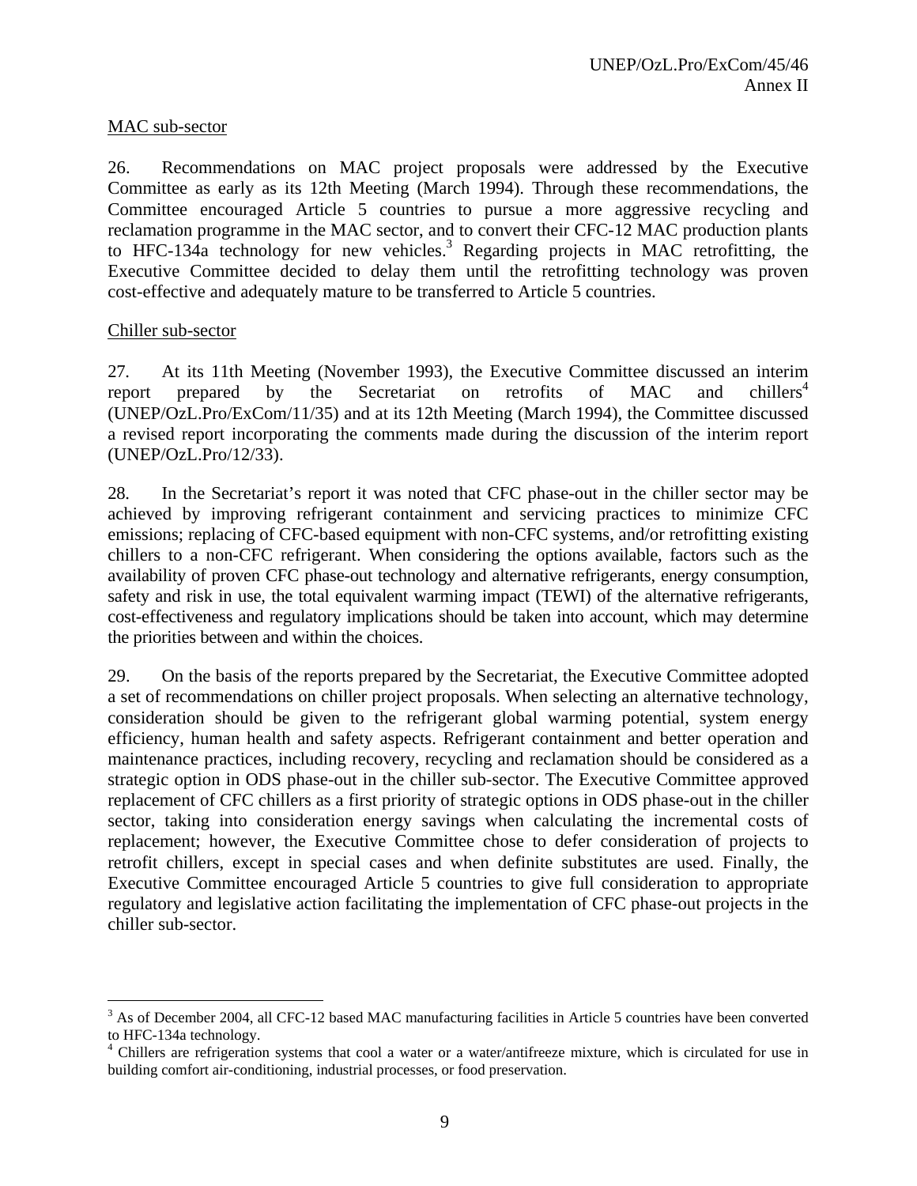MAC sub-sector

26. Recommendations on MAC project proposals were addressed by the Executive Committee as early as its 12th Meeting (March 1994). Through these recommendations, the Committee encouraged Article 5 countries to pursue a more aggressive recycling and reclamation programme in the MAC sector, and to convert their CFC-12 MAC production plants to HFC-134a technology for new vehicles.[3] Regarding projects in MAC retrofitting, the Executive Committee decided to delay them until the retrofitting technology was proven cost-effective and adequately mature to be transferred to Article 5 countries.

Chiller sub-sector

27. At its 11th Meeting (November 1993), the Executive Committee discussed an interim report prepared by the Secretariat on retrofits of MAC and chillers[4] (UNEP/OzL.Pro/ExCom/11/35) and at its 12th Meeting (March 1994), the Committee discussed a revised report incorporating the comments made during the discussion of the interim report (UNEP/OzL.Pro/12/33).

28. In the Secretariat's report it was noted that CFC phase-out in the chiller sector may be achieved by improving refrigerant containment and servicing practices to minimize CFC emissions; replacing of CFC-based equipment with non-CFC systems, and/or retrofitting existing chillers to a non-CFC refrigerant. When considering the options available, factors such as the availability of proven CFC phase-out technology and alternative refrigerants, energy consumption, safety and risk in use, the total equivalent warming impact (TEWI) of the alternative refrigerants, cost-effectiveness and regulatory implications should be taken into account, which may determine the priorities between and within the choices.

29. On the basis of the reports prepared by the Secretariat, the Executive Committee adopted a set of recommendations on chiller project proposals. When selecting an alternative technology, consideration should be given to the refrigerant global warming potential, system energy efficiency, human health and safety aspects. Refrigerant containment and better operation and maintenance practices, including recovery, recycling and reclamation should be considered as a strategic option in ODS phase-out in the chiller sub-sector. The Executive Committee approved replacement of CFC chillers as a first priority of strategic options in ODS phase-out in the chiller sector, taking into consideration energy savings when calculating the incremental costs of replacement; however, the Executive Committee chose to defer consideration of projects to retrofit chillers, except in special cases and when definite substitutes are used. Finally, the Executive Committee encouraged Article 5 countries to give full consideration to appropriate regulatory and legislative action facilitating the implementation of CFC phase-out projects in the chiller sub-sector.

---

[3] As of December 2004, all CFC-12 based MAC manufacturing facilities in Article 5 countries have been converted to HFC-134a technology.

[4] Chillers are refrigeration systems that cool a water or a water/antifreeze mixture, which is circulated for use in building comfort air-conditioning, industrial processes, or food preservation.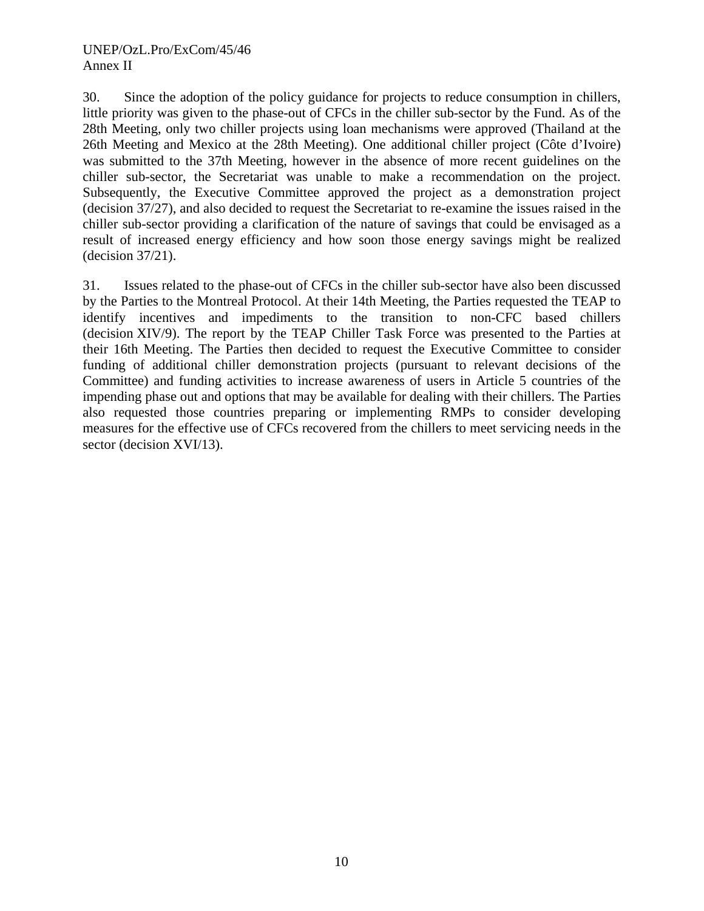30. Since the adoption of the policy guidance for projects to reduce consumption in chillers, little priority was given to the phase-out of CFCs in the chiller sub-sector by the Fund. As of the 28th Meeting, only two chiller projects using loan mechanisms were approved (Thailand at the 26th Meeting and Mexico at the 28th Meeting). One additional chiller project (Côte d'Ivoire) was submitted to the 37th Meeting, however in the absence of more recent guidelines on the chiller sub-sector, the Secretariat was unable to make a recommendation on the project. Subsequently, the Executive Committee approved the project as a demonstration project (decision 37/27), and also decided to request the Secretariat to re-examine the issues raised in the chiller sub-sector providing a clarification of the nature of savings that could be envisaged as a result of increased energy efficiency and how soon those energy savings might be realized (decision 37/21).

31. Issues related to the phase-out of CFCs in the chiller sub-sector have also been discussed by the Parties to the Montreal Protocol. At their 14th Meeting, the Parties requested the TEAP to identify incentives and impediments to the transition to non-CFC based chillers (decision XIV/9). The report by the TEAP Chiller Task Force was presented to the Parties at their 16th Meeting. The Parties then decided to request the Executive Committee to consider funding of additional chiller demonstration projects (pursuant to relevant decisions of the Committee) and funding activities to increase awareness of users in Article 5 countries of the impending phase out and options that may be available for dealing with their chillers. The Parties also requested those countries preparing or implementing RMPs to consider developing measures for the effective use of CFCs recovered from the chillers to meet servicing needs in the sector (decision XVI/13).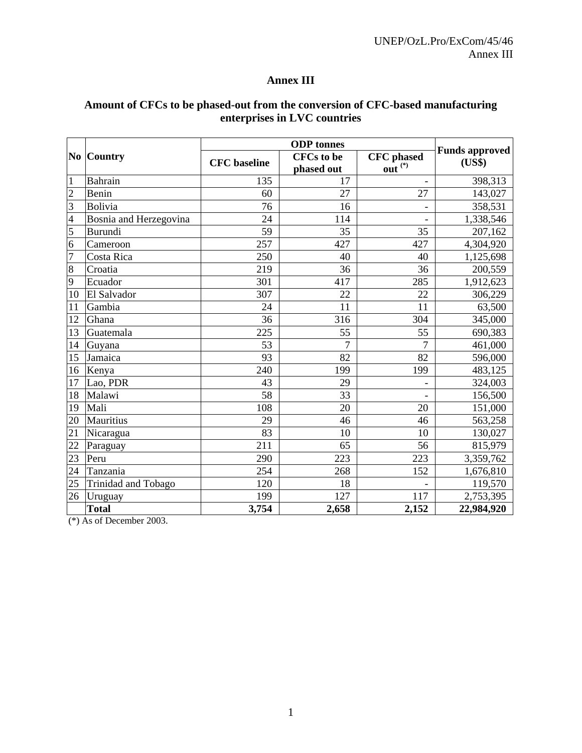# Annex III

## Amount of CFCs to be phased-out from the conversion of CFC-based manufacturing enterprises in LVC countries

| No | Country | ODP tonnes | | | Funds approved (US$) |
|---|---|---|---|---|---|
| | | CFC baseline | CFCs to be phased out | CFC phased out (*) | |
| 1 | Bahrain | 135 | 17 | - | 398,313 |
| 2 | Benin | 60 | 27 | 27 | 143,027 |
| 3 | Bolivia | 76 | 16 | - | 358,531 |
| 4 | Bosnia and Herzegovina | 24 | 114 | - | 1,338,546 |
| 5 | Burundi | 59 | 35 | 35 | 207,162 |
| 6 | Cameroon | 257 | 427 | 427 | 4,304,920 |
| 7 | Costa Rica | 250 | 40 | 40 | 1,125,698 |
| 8 | Croatia | 219 | 36 | 36 | 200,559 |
| 9 | Ecuador | 301 | 417 | 285 | 1,912,623 |
| 10 | El Salvador | 307 | 22 | 22 | 306,229 |
| 11 | Gambia | 24 | 11 | 11 | 63,500 |
| 12 | Ghana | 36 | 316 | 304 | 345,000 |
| 13 | Guatemala | 225 | 55 | 55 | 690,383 |
| 14 | Guyana | 53 | 7 | 7 | 461,000 |
| 15 | Jamaica | 93 | 82 | 82 | 596,000 |
| 16 | Kenya | 240 | 199 | 199 | 483,125 |
| 17 | Lao, PDR | 43 | 29 | - | 324,003 |
| 18 | Malawi | 58 | 33 | - | 156,500 |
| 19 | Mali | 108 | 20 | 20 | 151,000 |
| 20 | Mauritius | 29 | 46 | 46 | 563,258 |
| 21 | Nicaragua | 83 | 10 | 10 | 130,027 |
| 22 | Paraguay | 211 | 65 | 56 | 815,979 |
| 23 | Peru | 290 | 223 | 223 | 3,359,762 |
| 24 | Tanzania | 254 | 268 | 152 | 1,676,810 |
| 25 | Trinidad and Tobago | 120 | 18 | - | 119,570 |
| 26 | Uruguay | 199 | 127 | 117 | 2,753,395 |
| | **Total** | **3,754** | **2,658** | **2,152** | **22,984,920** |

(*) As of December 2003.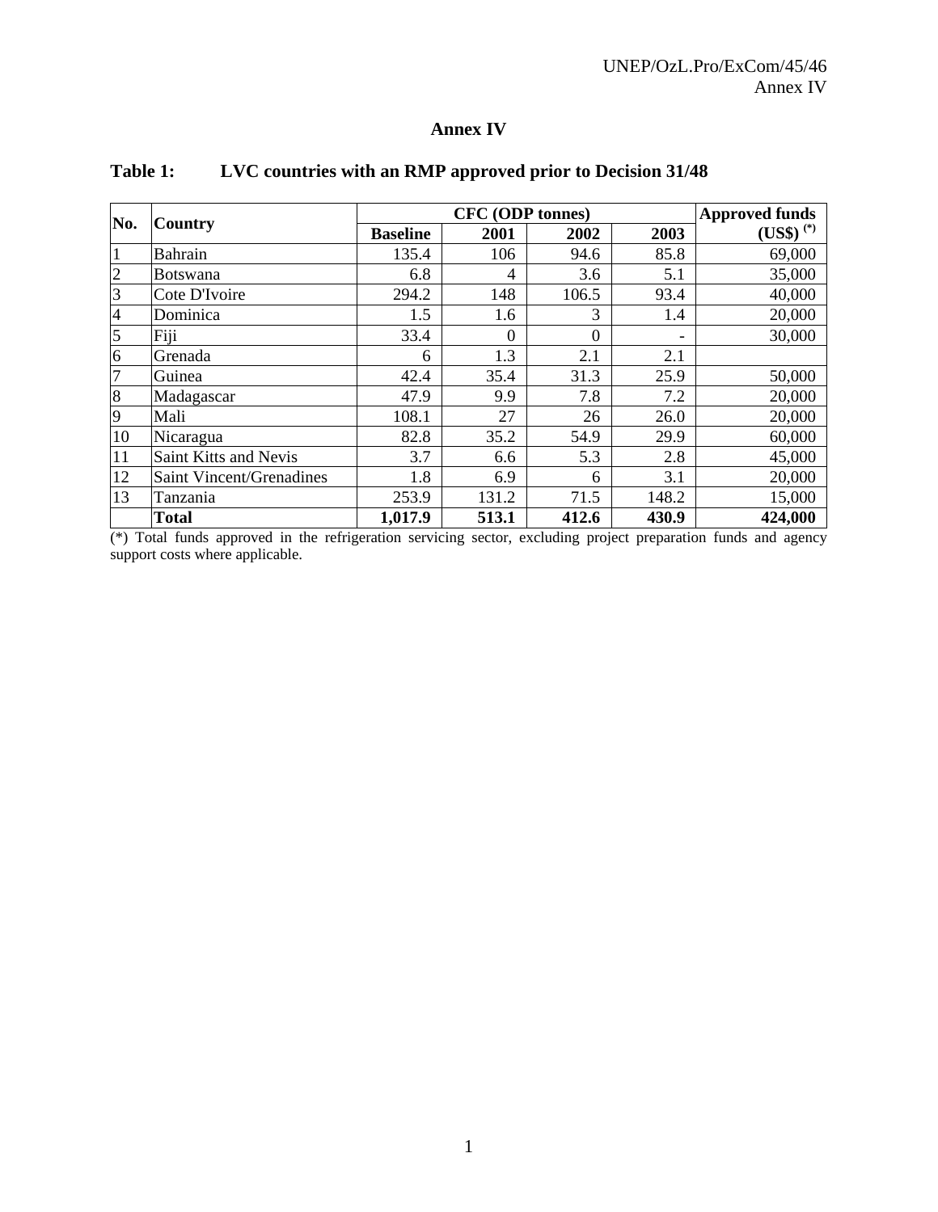# Annex IV

**Table 1: LVC countries with an RMP approved prior to Decision 31/48**

| No. | Country | CFC (ODP tonnes) | | | | Approved funds (US$) (*) |
|---|---|---|---|---|---|---|
| | | Baseline | 2001 | 2002 | 2003 | |
| 1 | Bahrain | 135.4 | 106 | 94.6 | 85.8 | 69,000 |
| 2 | Botswana | 6.8 | 4 | 3.6 | 5.1 | 35,000 |
| 3 | Cote D'Ivoire | 294.2 | 148 | 106.5 | 93.4 | 40,000 |
| 4 | Dominica | 1.5 | 1.6 | 3 | 1.4 | 20,000 |
| 5 | Fiji | 33.4 | 0 | 0 | - | 30,000 |
| 6 | Grenada | 6 | 1.3 | 2.1 | 2.1 | |
| 7 | Guinea | 42.4 | 35.4 | 31.3 | 25.9 | 50,000 |
| 8 | Madagascar | 47.9 | 9.9 | 7.8 | 7.2 | 20,000 |
| 9 | Mali | 108.1 | 27 | 26 | 26.0 | 20,000 |
| 10 | Nicaragua | 82.8 | 35.2 | 54.9 | 29.9 | 60,000 |
| 11 | Saint Kitts and Nevis | 3.7 | 6.6 | 5.3 | 2.8 | 45,000 |
| 12 | Saint Vincent/Grenadines | 1.8 | 6.9 | 6 | 3.1 | 20,000 |
| 13 | Tanzania | 253.9 | 131.2 | 71.5 | 148.2 | 15,000 |
| | **Total** | **1,017.9** | **513.1** | **412.6** | **430.9** | **424,000** |

(*) Total funds approved in the refrigeration servicing sector, excluding project preparation funds and agency support costs where applicable.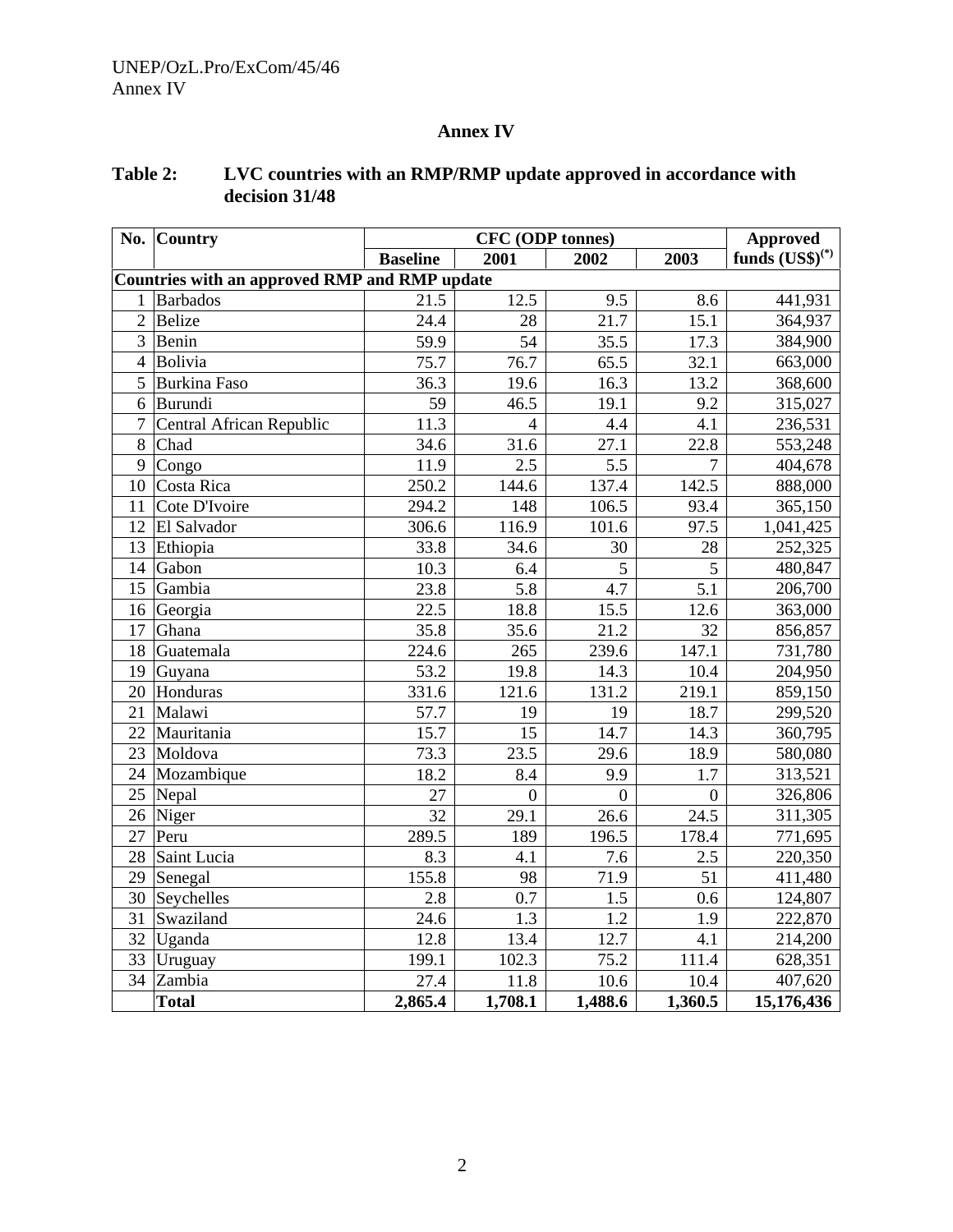# Annex IV

## Table 2: LVC countries with an RMP/RMP update approved in accordance with decision 31/48

| No. | Country | CFC (ODP tonnes) | | | | Approved funds (US$)(*) |
|---|---|---|---|---|---|---|
| | | Baseline | 2001 | 2002 | 2003 | |
| **Countries with an approved RMP and RMP update** | | | | | | |
| 1 | Barbados | 21.5 | 12.5 | 9.5 | 8.6 | 441,931 |
| 2 | Belize | 24.4 | 28 | 21.7 | 15.1 | 364,937 |
| 3 | Benin | 59.9 | 54 | 35.5 | 17.3 | 384,900 |
| 4 | Bolivia | 75.7 | 76.7 | 65.5 | 32.1 | 663,000 |
| 5 | Burkina Faso | 36.3 | 19.6 | 16.3 | 13.2 | 368,600 |
| 6 | Burundi | 59 | 46.5 | 19.1 | 9.2 | 315,027 |
| 7 | Central African Republic | 11.3 | 4 | 4.4 | 4.1 | 236,531 |
| 8 | Chad | 34.6 | 31.6 | 27.1 | 22.8 | 553,248 |
| 9 | Congo | 11.9 | 2.5 | 5.5 | 7 | 404,678 |
| 10 | Costa Rica | 250.2 | 144.6 | 137.4 | 142.5 | 888,000 |
| 11 | Cote D'Ivoire | 294.2 | 148 | 106.5 | 93.4 | 365,150 |
| 12 | El Salvador | 306.6 | 116.9 | 101.6 | 97.5 | 1,041,425 |
| 13 | Ethiopia | 33.8 | 34.6 | 30 | 28 | 252,325 |
| 14 | Gabon | 10.3 | 6.4 | 5 | 5 | 480,847 |
| 15 | Gambia | 23.8 | 5.8 | 4.7 | 5.1 | 206,700 |
| 16 | Georgia | 22.5 | 18.8 | 15.5 | 12.6 | 363,000 |
| 17 | Ghana | 35.8 | 35.6 | 21.2 | 32 | 856,857 |
| 18 | Guatemala | 224.6 | 265 | 239.6 | 147.1 | 731,780 |
| 19 | Guyana | 53.2 | 19.8 | 14.3 | 10.4 | 204,950 |
| 20 | Honduras | 331.6 | 121.6 | 131.2 | 219.1 | 859,150 |
| 21 | Malawi | 57.7 | 19 | 19 | 18.7 | 299,520 |
| 22 | Mauritania | 15.7 | 15 | 14.7 | 14.3 | 360,795 |
| 23 | Moldova | 73.3 | 23.5 | 29.6 | 18.9 | 580,080 |
| 24 | Mozambique | 18.2 | 8.4 | 9.9 | 1.7 | 313,521 |
| 25 | Nepal | 27 | 0 | 0 | 0 | 326,806 |
| 26 | Niger | 32 | 29.1 | 26.6 | 24.5 | 311,305 |
| 27 | Peru | 289.5 | 189 | 196.5 | 178.4 | 771,695 |
| 28 | Saint Lucia | 8.3 | 4.1 | 7.6 | 2.5 | 220,350 |
| 29 | Senegal | 155.8 | 98 | 71.9 | 51 | 411,480 |
| 30 | Seychelles | 2.8 | 0.7 | 1.5 | 0.6 | 124,807 |
| 31 | Swaziland | 24.6 | 1.3 | 1.2 | 1.9 | 222,870 |
| 32 | Uganda | 12.8 | 13.4 | 12.7 | 4.1 | 214,200 |
| 33 | Uruguay | 199.1 | 102.3 | 75.2 | 111.4 | 628,351 |
| 34 | Zambia | 27.4 | 11.8 | 10.6 | 10.4 | 407,620 |
| | **Total** | **2,865.4** | **1,708.1** | **1,488.6** | **1,360.5** | **15,176,436** |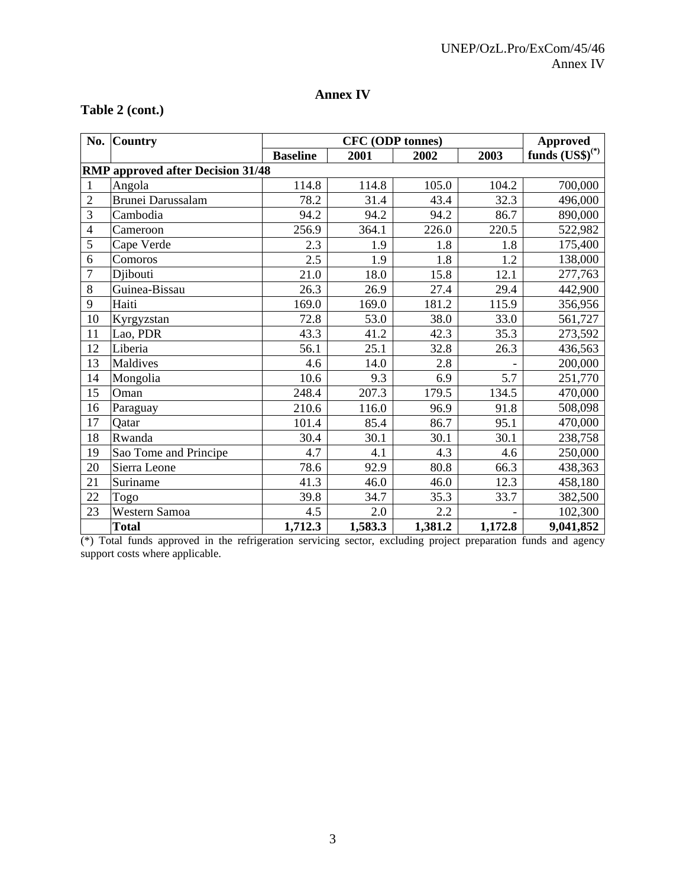## Annex IV

**Table 2 (cont.)**

| No. | Country | CFC (ODP tonnes) | | | | Approved funds (US$)(*) |
|---|---|---|---|---|---|---|
| | | Baseline | 2001 | 2002 | 2003 | |
| **RMP approved after Decision 31/48** | | | | | | |
| 1 | Angola | 114.8 | 114.8 | 105.0 | 104.2 | 700,000 |
| 2 | Brunei Darussalam | 78.2 | 31.4 | 43.4 | 32.3 | 496,000 |
| 3 | Cambodia | 94.2 | 94.2 | 94.2 | 86.7 | 890,000 |
| 4 | Cameroon | 256.9 | 364.1 | 226.0 | 220.5 | 522,982 |
| 5 | Cape Verde | 2.3 | 1.9 | 1.8 | 1.8 | 175,400 |
| 6 | Comoros | 2.5 | 1.9 | 1.8 | 1.2 | 138,000 |
| 7 | Djibouti | 21.0 | 18.0 | 15.8 | 12.1 | 277,763 |
| 8 | Guinea-Bissau | 26.3 | 26.9 | 27.4 | 29.4 | 442,900 |
| 9 | Haiti | 169.0 | 169.0 | 181.2 | 115.9 | 356,956 |
| 10 | Kyrgyzstan | 72.8 | 53.0 | 38.0 | 33.0 | 561,727 |
| 11 | Lao, PDR | 43.3 | 41.2 | 42.3 | 35.3 | 273,592 |
| 12 | Liberia | 56.1 | 25.1 | 32.8 | 26.3 | 436,563 |
| 13 | Maldives | 4.6 | 14.0 | 2.8 | - | 200,000 |
| 14 | Mongolia | 10.6 | 9.3 | 6.9 | 5.7 | 251,770 |
| 15 | Oman | 248.4 | 207.3 | 179.5 | 134.5 | 470,000 |
| 16 | Paraguay | 210.6 | 116.0 | 96.9 | 91.8 | 508,098 |
| 17 | Qatar | 101.4 | 85.4 | 86.7 | 95.1 | 470,000 |
| 18 | Rwanda | 30.4 | 30.1 | 30.1 | 30.1 | 238,758 |
| 19 | Sao Tome and Principe | 4.7 | 4.1 | 4.3 | 4.6 | 250,000 |
| 20 | Sierra Leone | 78.6 | 92.9 | 80.8 | 66.3 | 438,363 |
| 21 | Suriname | 41.3 | 46.0 | 46.0 | 12.3 | 458,180 |
| 22 | Togo | 39.8 | 34.7 | 35.3 | 33.7 | 382,500 |
| 23 | Western Samoa | 4.5 | 2.0 | 2.2 | - | 102,300 |
| | **Total** | **1,712.3** | **1,583.3** | **1,381.2** | **1,172.8** | **9,041,852** |

(*) Total funds approved in the refrigeration servicing sector, excluding project preparation funds and agency support costs where applicable.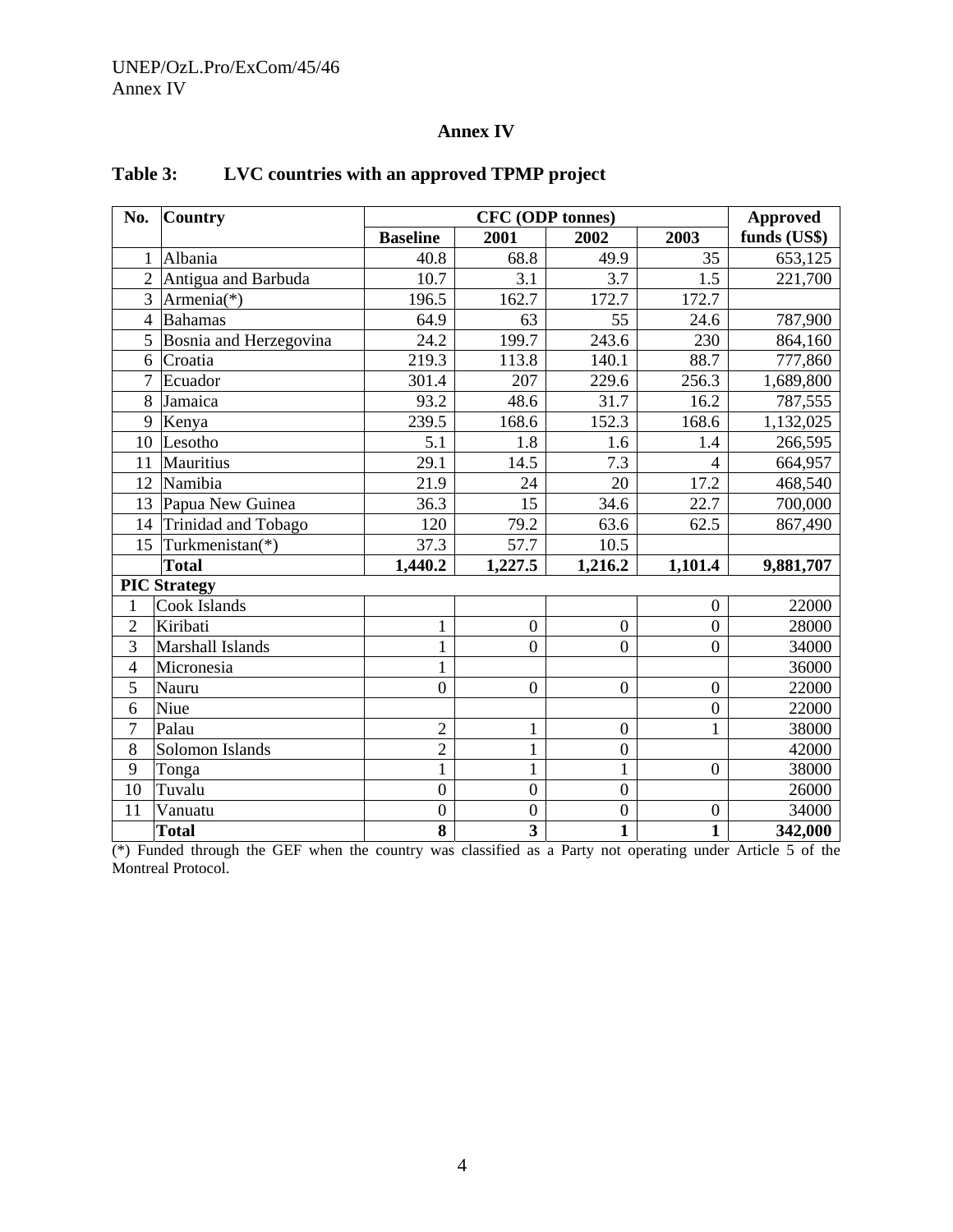## Annex IV

### Table 3: LVC countries with an approved TPMP project

| No. | Country | CFC (ODP tonnes) | | | | Approved funds (US$) |
|---|---|---|---|---|---|---|
| | | Baseline | 2001 | 2002 | 2003 | |
| 1 | Albania | 40.8 | 68.8 | 49.9 | 35 | 653,125 |
| 2 | Antigua and Barbuda | 10.7 | 3.1 | 3.7 | 1.5 | 221,700 |
| 3 | Armenia(*) | 196.5 | 162.7 | 172.7 | 172.7 | |
| 4 | Bahamas | 64.9 | 63 | 55 | 24.6 | 787,900 |
| 5 | Bosnia and Herzegovina | 24.2 | 199.7 | 243.6 | 230 | 864,160 |
| 6 | Croatia | 219.3 | 113.8 | 140.1 | 88.7 | 777,860 |
| 7 | Ecuador | 301.4 | 207 | 229.6 | 256.3 | 1,689,800 |
| 8 | Jamaica | 93.2 | 48.6 | 31.7 | 16.2 | 787,555 |
| 9 | Kenya | 239.5 | 168.6 | 152.3 | 168.6 | 1,132,025 |
| 10 | Lesotho | 5.1 | 1.8 | 1.6 | 1.4 | 266,595 |
| 11 | Mauritius | 29.1 | 14.5 | 7.3 | 4 | 664,957 |
| 12 | Namibia | 21.9 | 24 | 20 | 17.2 | 468,540 |
| 13 | Papua New Guinea | 36.3 | 15 | 34.6 | 22.7 | 700,000 |
| 14 | Trinidad and Tobago | 120 | 79.2 | 63.6 | 62.5 | 867,490 |
| 15 | Turkmenistan(*) | 37.3 | 57.7 | 10.5 | | |
| | **Total** | **1,440.2** | **1,227.5** | **1,216.2** | **1,101.4** | **9,881,707** |
| **PIC Strategy** | | | | | | |
| 1 | Cook Islands | | | | 0 | 22000 |
| 2 | Kiribati | 1 | 0 | 0 | 0 | 28000 |
| 3 | Marshall Islands | 1 | 0 | 0 | 0 | 34000 |
| 4 | Micronesia | 1 | | | | 36000 |
| 5 | Nauru | 0 | 0 | 0 | 0 | 22000 |
| 6 | Niue | | | | 0 | 22000 |
| 7 | Palau | 2 | 1 | 0 | 1 | 38000 |
| 8 | Solomon Islands | 2 | 1 | 0 | | 42000 |
| 9 | Tonga | 1 | 1 | 1 | 0 | 38000 |
| 10 | Tuvalu | 0 | 0 | 0 | | 26000 |
| 11 | Vanuatu | 0 | 0 | 0 | 0 | 34000 |
| | **Total** | **8** | **3** | **1** | **1** | **342,000** |

(*) Funded through the GEF when the country was classified as a Party not operating under Article 5 of the Montreal Protocol.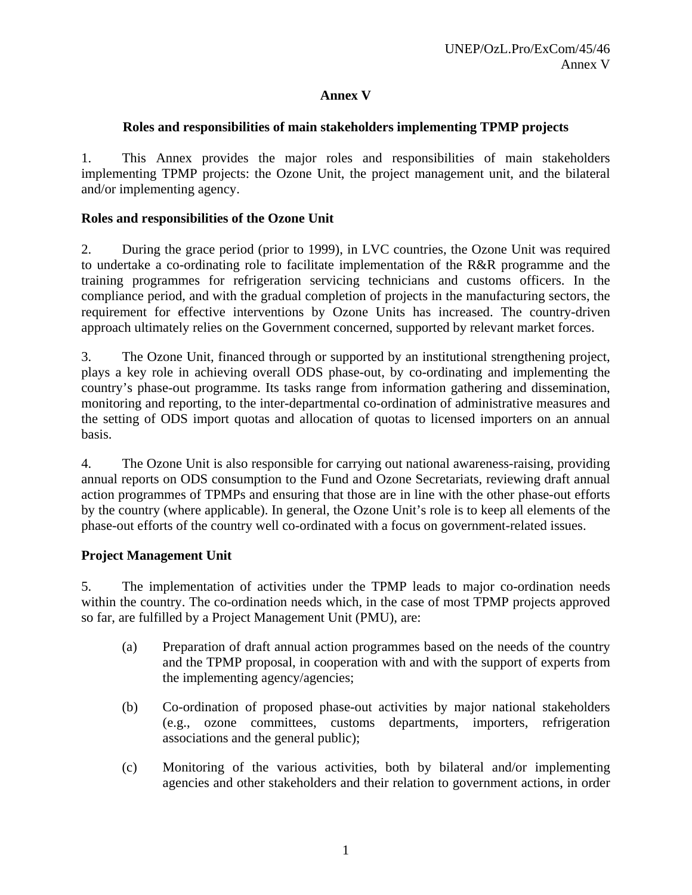# Annex V

## Roles and responsibilities of main stakeholders implementing TPMP projects

1. This Annex provides the major roles and responsibilities of main stakeholders implementing TPMP projects: the Ozone Unit, the project management unit, and the bilateral and/or implementing agency.

### Roles and responsibilities of the Ozone Unit

2. During the grace period (prior to 1999), in LVC countries, the Ozone Unit was required to undertake a co-ordinating role to facilitate implementation of the R&R programme and the training programmes for refrigeration servicing technicians and customs officers. In the compliance period, and with the gradual completion of projects in the manufacturing sectors, the requirement for effective interventions by Ozone Units has increased. The country-driven approach ultimately relies on the Government concerned, supported by relevant market forces.

3. The Ozone Unit, financed through or supported by an institutional strengthening project, plays a key role in achieving overall ODS phase-out, by co-ordinating and implementing the country's phase-out programme. Its tasks range from information gathering and dissemination, monitoring and reporting, to the inter-departmental co-ordination of administrative measures and the setting of ODS import quotas and allocation of quotas to licensed importers on an annual basis.

4. The Ozone Unit is also responsible for carrying out national awareness-raising, providing annual reports on ODS consumption to the Fund and Ozone Secretariats, reviewing draft annual action programmes of TPMPs and ensuring that those are in line with the other phase-out efforts by the country (where applicable). In general, the Ozone Unit's role is to keep all elements of the phase-out efforts of the country well co-ordinated with a focus on government-related issues.

### Project Management Unit

5. The implementation of activities under the TPMP leads to major co-ordination needs within the country. The co-ordination needs which, in the case of most TPMP projects approved so far, are fulfilled by a Project Management Unit (PMU), are:

(a) Preparation of draft annual action programmes based on the needs of the country and the TPMP proposal, in cooperation with and with the support of experts from the implementing agency/agencies;

(b) Co-ordination of proposed phase-out activities by major national stakeholders (e.g., ozone committees, customs departments, importers, refrigeration associations and the general public);

(c) Monitoring of the various activities, both by bilateral and/or implementing agencies and other stakeholders and their relation to government actions, in order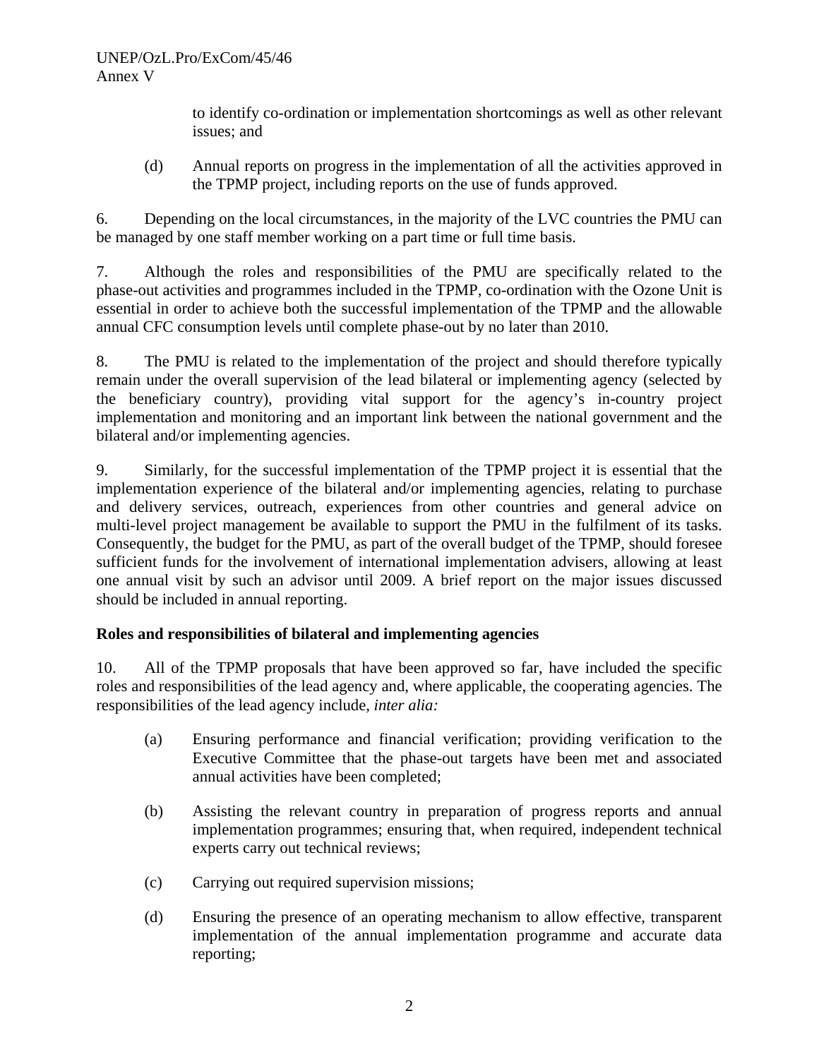to identify co-ordination or implementation shortcomings as well as other relevant issues; and

(d) Annual reports on progress in the implementation of all the activities approved in the TPMP project, including reports on the use of funds approved.

6. Depending on the local circumstances, in the majority of the LVC countries the PMU can be managed by one staff member working on a part time or full time basis.

7. Although the roles and responsibilities of the PMU are specifically related to the phase-out activities and programmes included in the TPMP, co-ordination with the Ozone Unit is essential in order to achieve both the successful implementation of the TPMP and the allowable annual CFC consumption levels until complete phase-out by no later than 2010.

8. The PMU is related to the implementation of the project and should therefore typically remain under the overall supervision of the lead bilateral or implementing agency (selected by the beneficiary country), providing vital support for the agency's in-country project implementation and monitoring and an important link between the national government and the bilateral and/or implementing agencies.

9. Similarly, for the successful implementation of the TPMP project it is essential that the implementation experience of the bilateral and/or implementing agencies, relating to purchase and delivery services, outreach, experiences from other countries and general advice on multi-level project management be available to support the PMU in the fulfilment of its tasks. Consequently, the budget for the PMU, as part of the overall budget of the TPMP, should foresee sufficient funds for the involvement of international implementation advisers, allowing at least one annual visit by such an advisor until 2009. A brief report on the major issues discussed should be included in annual reporting.

**Roles and responsibilities of bilateral and implementing agencies**

10. All of the TPMP proposals that have been approved so far, have included the specific roles and responsibilities of the lead agency and, where applicable, the cooperating agencies. The responsibilities of the lead agency include, *inter alia:*

(a) Ensuring performance and financial verification; providing verification to the Executive Committee that the phase-out targets have been met and associated annual activities have been completed;

(b) Assisting the relevant country in preparation of progress reports and annual implementation programmes; ensuring that, when required, independent technical experts carry out technical reviews;

(c) Carrying out required supervision missions;

(d) Ensuring the presence of an operating mechanism to allow effective, transparent implementation of the annual implementation programme and accurate data reporting;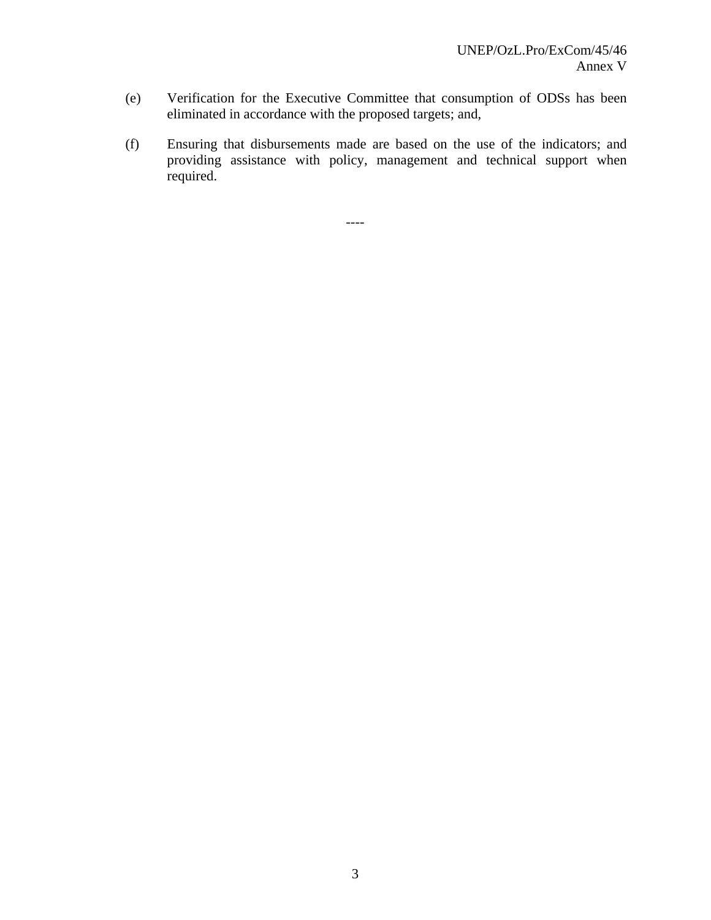(e) Verification for the Executive Committee that consumption of ODSs has been eliminated in accordance with the proposed targets; and,

(f) Ensuring that disbursements made are based on the use of the indicators; and providing assistance with policy, management and technical support when required.

----